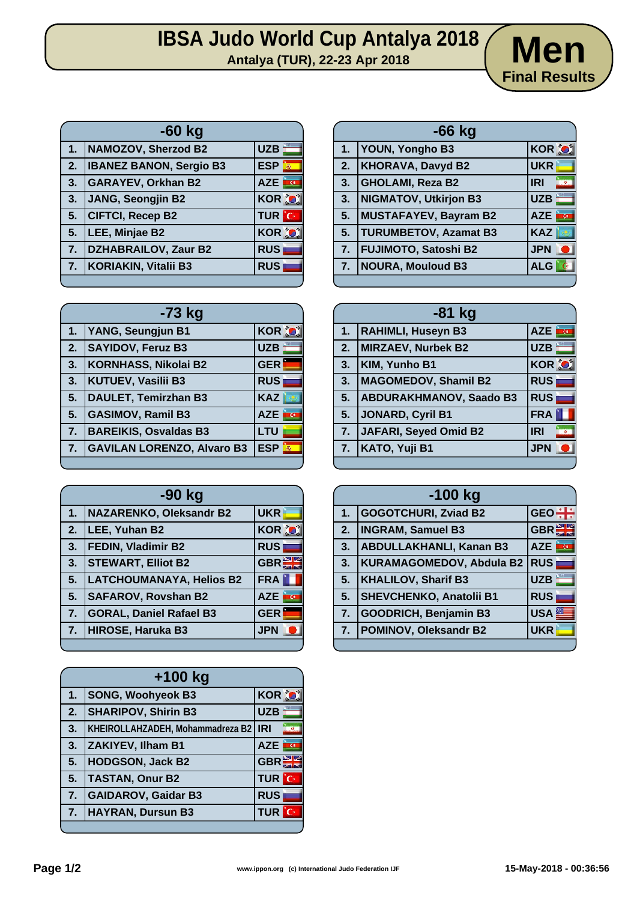# IBSA Judo World Cup Antalya 2018

**Antalya (TUR), 22-23 Apr 2018**

## Men Final Results

### -60 kg

| | | |
|---|---|---|
| 1. | NAMOZOV, Sherzod B2 | UZB |
| 2. | IBANEZ BANON, Sergio B3 | ESP |
| 3. | GARAYEV, Orkhan B2 | AZE |
| 3. | JANG, Seongjin B2 | KOR |
| 5. | CIFTCI, Recep B2 | TUR |
| 5. | LEE, Minjae B2 | KOR |
| 7. | DZHABRAILOV, Zaur B2 | RUS |
| 7. | KORIAKIN, Vitalii B3 | RUS |

### -66 kg

| | | |
|---|---|---|
| 1. | YOUN, Yongho B3 | KOR |
| 2. | KHORAVA, Davyd B2 | UKR |
| 3. | GHOLAMI, Reza B2 | IRI |
| 3. | NIGMATOV, Utkirjon B3 | UZB |
| 5. | MUSTAFAYEV, Bayram B2 | AZE |
| 5. | TURUMBETOV, Azamat B3 | KAZ |
| 7. | FUJIMOTO, Satoshi B2 | JPN |
| 7. | NOURA, Mouloud B3 | ALG |

### -73 kg

| | | |
|---|---|---|
| 1. | YANG, Seungjun B1 | KOR |
| 2. | SAYIDOV, Feruz B3 | UZB |
| 3. | KORNHASS, Nikolai B2 | GER |
| 3. | KUTUEV, Vasilii B3 | RUS |
| 5. | DAULET, Temirzhan B3 | KAZ |
| 5. | GASIMOV, Ramil B3 | AZE |
| 7. | BAREIKIS, Osvaldas B3 | LTU |
| 7. | GAVILAN LORENZO, Alvaro B3 | ESP |

### -81 kg

| | | |
|---|---|---|
| 1. | RAHIMLI, Huseyn B3 | AZE |
| 2. | MIRZAEV, Nurbek B2 | UZB |
| 3. | KIM, Yunho B1 | KOR |
| 3. | MAGOMEDOV, Shamil B2 | RUS |
| 5. | ABDURAKHMANOV, Saado B3 | RUS |
| 5. | JONARD, Cyril B1 | FRA |
| 7. | JAFARI, Seyed Omid B2 | IRI |
| 7. | KATO, Yuji B1 | JPN |

### -90 kg

| | | |
|---|---|---|
| 1. | NAZARENKO, Oleksandr B2 | UKR |
| 2. | LEE, Yuhan B2 | KOR |
| 3. | FEDIN, Vladimir B2 | RUS |
| 3. | STEWART, Elliot B2 | GBR |
| 5. | LATCHOUMANAYA, Helios B2 | FRA |
| 5. | SAFAROV, Rovshan B2 | AZE |
| 7. | GORAL, Daniel Rafael B3 | GER |
| 7. | HIROSE, Haruka B3 | JPN |

### -100 kg

| | | |
|---|---|---|
| 1. | GOGOTCHURI, Zviad B2 | GEO |
| 2. | INGRAM, Samuel B3 | GBR |
| 3. | ABDULLAKHANLI, Kanan B3 | AZE |
| 3. | KURAMAGOMEDOV, Abdula B2 | RUS |
| 5. | KHALILOV, Sharif B3 | UZB |
| 5. | SHEVCHENKO, Anatolii B1 | RUS |
| 7. | GOODRICH, Benjamin B3 | USA |
| 7. | POMINOV, Oleksandr B2 | UKR |

### +100 kg

| | | |
|---|---|---|
| 1. | SONG, Woohyeok B3 | KOR |
| 2. | SHARIPOV, Shirin B3 | UZB |
| 3. | KHEIROLLAHZADEH, Mohammadreza B2 | IRI |
| 3. | ZAKIYEV, Ilham B1 | AZE |
| 5. | HODGSON, Jack B2 | GBR |
| 5. | TASTAN, Onur B2 | TUR |
| 7. | GAIDAROV, Gaidar B3 | RUS |
| 7. | HAYRAN, Dursun B3 | TUR |

www.ippon.org (c) International Judo Federation IJF

15-May-2018 - 00:36:56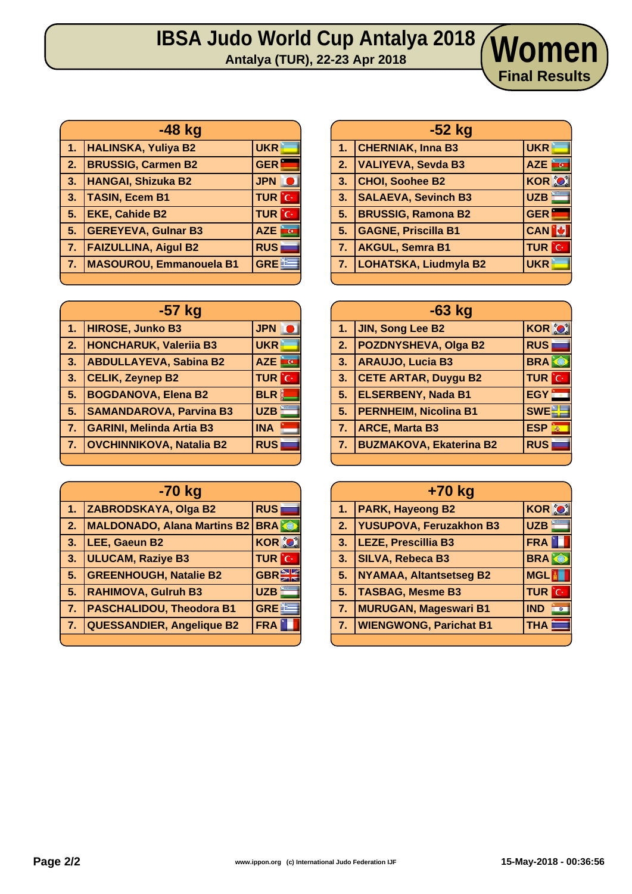# IBSA Judo World Cup Antalya 2018

Antalya (TUR), 22-23 Apr 2018

## Women

**Final Results**

| -48 kg | | |
|---|---|---|
| 1. | HALINSKA, Yuliya B2 | UKR |
| 2. | BRUSSIG, Carmen B2 | GER |
| 3. | HANGAI, Shizuka B2 | JPN |
| 3. | TASIN, Ecem B1 | TUR |
| 5. | EKE, Cahide B2 | TUR |
| 5. | GEREYEVA, Gulnar B3 | AZE |
| 7. | FAIZULLINA, Aigul B2 | RUS |
| 7. | MASOUROU, Emmanouela B1 | GRE |

| -52 kg | | |
|---|---|---|
| 1. | CHERNIAK, Inna B3 | UKR |
| 2. | VALIYEVA, Sevda B3 | AZE |
| 3. | CHOI, Soohee B2 | KOR |
| 3. | SALAEVA, Sevinch B3 | UZB |
| 5. | BRUSSIG, Ramona B2 | GER |
| 5. | GAGNE, Priscilla B1 | CAN |
| 7. | AKGUL, Semra B1 | TUR |
| 7. | LOHATSKA, Liudmyla B2 | UKR |

| -57 kg | | |
|---|---|---|
| 1. | HIROSE, Junko B3 | JPN |
| 2. | HONCHARUK, Valeriia B3 | UKR |
| 3. | ABDULLAYEVA, Sabina B2 | AZE |
| 3. | CELIK, Zeynep B2 | TUR |
| 5. | BOGDANOVA, Elena B2 | BLR |
| 5. | SAMANDAROVA, Parvina B3 | UZB |
| 7. | GARINI, Melinda Artia B3 | INA |
| 7. | OVCHINNIKOVA, Natalia B2 | RUS |

| -63 kg | | |
|---|---|---|
| 1. | JIN, Song Lee B2 | KOR |
| 2. | POZDNYSHEVA, Olga B2 | RUS |
| 3. | ARAUJO, Lucia B3 | BRA |
| 3. | CETE ARTAR, Duygu B2 | TUR |
| 5. | ELSERBENY, Nada B1 | EGY |
| 5. | PERNHEIM, Nicolina B1 | SWE |
| 7. | ARCE, Marta B3 | ESP |
| 7. | BUZMAKOVA, Ekaterina B2 | RUS |

| -70 kg | | |
|---|---|---|
| 1. | ZABRODSKAYA, Olga B2 | RUS |
| 2. | MALDONADO, Alana Martins B2 | BRA |
| 3. | LEE, Gaeun B2 | KOR |
| 3. | ULUCAM, Raziye B3 | TUR |
| 5. | GREENHOUGH, Natalie B2 | GBR |
| 5. | RAHIMOVA, Gulruh B3 | UZB |
| 7. | PASCHALIDOU, Theodora B1 | GRE |
| 7. | QUESSANDIER, Angelique B2 | FRA |

| +70 kg | | |
|---|---|---|
| 1. | PARK, Hayeong B2 | KOR |
| 2. | YUSUPOVA, Feruzakhon B3 | UZB |
| 3. | LEZE, Prescillia B3 | FRA |
| 3. | SILVA, Rebeca B3 | BRA |
| 5. | NYAMAA, Altantsetseg B2 | MGL |
| 5. | TASBAG, Mesme B3 | TUR |
| 7. | MURUGAN, Mageswari B1 | IND |
| 7. | WIENGWONG, Parichat B1 | THA |

www.ippon.org (c) International Judo Federation IJF

15-May-2018 - 00:36:56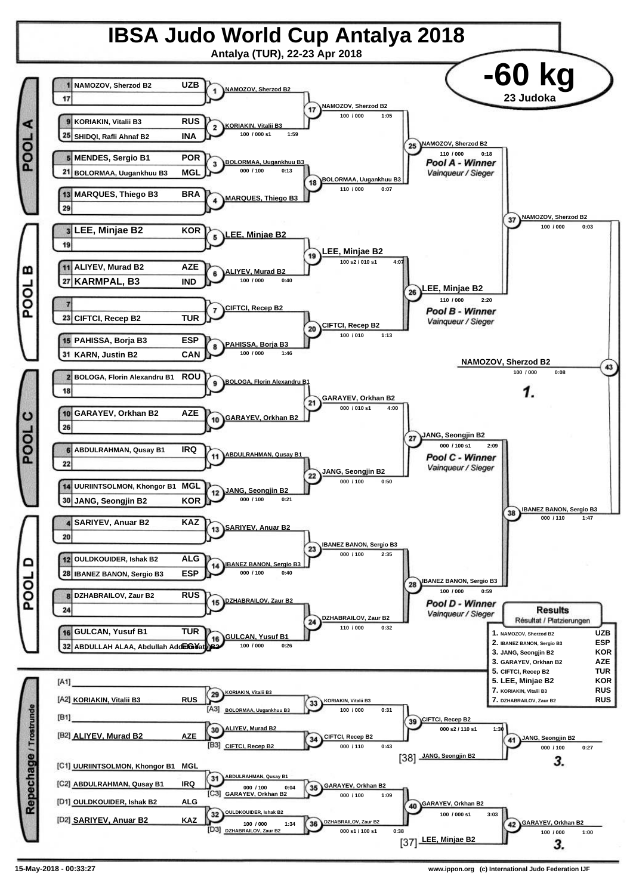# IBSA Judo World Cup Antalya 2018

**Antalya (TUR), 22-23 Apr 2018**

## -60 kg

**23 Judoka**

### POOL A

| Seed | Name | Country |
|---|---|---|
| 1 | NAMOZOV, Sherzod B2 | UZB |
| 17 | | |
| 9 | KORIAKIN, Vitalii B3 | RUS |
| 25 | SHIDQI, Rafli Ahnaf B2 | INA |
| 5 | MENDES, Sergio B1 | POR |
| 21 | BOLORMAA, Uugankhuu B3 | MGL |
| 13 | MARQUES, Thiego B3 | BRA |
| 29 | | |

- 1: NAMOZOV, Sherzod B2
- 2: KORIAKIN, Vitalii B3 — 100 / 000 s1 1:59
- 3: BOLORMAA, Uugankhuu B3 — 000 / 100 0:13
- 4: MARQUES, Thiego B3
- 17: NAMOZOV, Sherzod B2 — 100 / 000 1:05
- 18: BOLORMAA, Uugankhuu B3 — 110 / 000 0:07
- 25: NAMOZOV, Sherzod B2 — 110 / 000 0:18 — *Pool A - Winner / Vainqueur / Sieger*

### POOL B

| Seed | Name | Country |
|---|---|---|
| 3 | LEE, Minjae B2 | KOR |
| 19 | | |
| 11 | ALIYEV, Murad B2 | AZE |
| 27 | KARMPAL, B3 | IND |
| 7 | | |
| 23 | CIFTCI, Recep B2 | TUR |
| 15 | PAHISSA, Borja B3 | ESP |
| 31 | KARN, Justin B2 | CAN |

- 5: LEE, Minjae B2
- 6: ALIYEV, Murad B2 — 100 / 000 0:40
- 7: CIFTCI, Recep B2
- 8: PAHISSA, Borja B3 — 100 / 000 1:46
- 19: LEE, Minjae B2 — 100 s2 / 010 s1 4:07
- 20: CIFTCI, Recep B2 — 100 / 010 1:13
- 26: LEE, Minjae B2 — 110 / 000 2:20 — *Pool B - Winner / Vainqueur / Sieger*

### POOL C

| Seed | Name | Country |
|---|---|---|
| 2 | BOLOGA, Florin Alexandru B1 | ROU |
| 18 | | |
| 10 | GARAYEV, Orkhan B2 | AZE |
| 26 | | |
| 6 | ABDULRAHMAN, Qusay B1 | IRQ |
| 22 | | |
| 14 | UURIINTSOLMON, Khongor B1 | MGL |
| 30 | JANG, Seongjin B2 | KOR |

- 9: BOLOGA, Florin Alexandru B1
- 10: GARAYEV, Orkhan B2
- 11: ABDULRAHMAN, Qusay B1
- 12: JANG, Seongjin B2 — 000 / 100 0:21
- 21: GARAYEV, Orkhan B2 — 000 / 010 s1 4:00
- 22: JANG, Seongjin B2 — 000 / 100 0:50
- 27: JANG, Seongjin B2 — 000 / 100 s1 2:09 — *Pool C - Winner / Vainqueur / Sieger*

### POOL D

| Seed | Name | Country |
|---|---|---|
| 4 | SARIYEV, Anuar B2 | KAZ |
| 20 | | |
| 12 | OULDKOUIDER, Ishak B2 | ALG |
| 28 | IBANEZ BANON, Sergio B3 | ESP |
| 8 | DZHABRAILOV, Zaur B2 | RUS |
| 24 | | |
| 16 | GULCAN, Yusuf B1 | TUR |
| 32 | ABDULLAH ALAA, Abdullah Addelwahab B2 | EGY |

- 13: SARIYEV, Anuar B2
- 14: IBANEZ BANON, Sergio B3 — 000 / 100 0:40
- 15: DZHABRAILOV, Zaur B2
- 16: GULCAN, Yusuf B1 — 100 / 000 0:26
- 23: IBANEZ BANON, Sergio B3 — 000 / 100 2:35
- 24: DZHABRAILOV, Zaur B2 — 110 / 000 0:32
- 28: IBANEZ BANON, Sergio B3 — 100 / 000 0:59 — *Pool D - Winner / Vainqueur / Sieger*

### Semi-finals and Final

- 37: NAMOZOV, Sherzod B2 — 100 / 000 0:03
- 38: IBANEZ BANON, Sergio B3 — 000 / 110 1:47
- 43: NAMOZOV, Sherzod B2 — 100 / 000 0:08 — **1.**

### Repechage / Trostrunde

- [A1] —
- [A2] KORIAKIN, Vitalii B3 — RUS
- [B1] —
- [B2] ALIYEV, Murad B2 — AZE
- [C1] UURIINTSOLMON, Khongor B1 — MGL
- [C2] ABDULRAHMAN, Qusay B1 — IRQ
- [D1] OULDKOUIDER, Ishak B2 — ALG
- [D2] SARIYEV, Anuar B2 — KAZ

- 29: KORIAKIN, Vitalii B3
- 30: ALIYEV, Murad B2
- 31: ABDULRAHMAN, Qusay B1 — 000 / 100 0:04
- 32: OULDKOUIDER, Ishak B2 — 100 / 000 1:34
- 33: KORIAKIN, Vitalii B3 vs [A3] BOLORMAA, Uugankhuu B3 — 100 / 000 0:31
- 34: CIFTCI, Recep B2 vs [B3] CIFTCI, Recep B2 — 000 / 110 0:43
- 35: GARAYEV, Orkhan B2 vs [C3] GARAYEV, Orkhan B2 — 000 / 100 1:09
- 36: DZHABRAILOV, Zaur B2 vs [D3] DZHABRAILOV, Zaur B2 — 000 s1 / 100 s1 0:38
- 39: CIFTCI, Recep B2 — 000 s2 / 110 s1 1:30
- 40: GARAYEV, Orkhan B2 — 100 / 000 s1 3:03
- 41: JANG, Seongjin B2 (vs [38] JANG, Seongjin B2) — 000 / 100 0:27 — **3.**
- 42: GARAYEV, Orkhan B2 (vs [37] LEE, Minjae B2) — 100 / 000 1:00 — **3.**

### Results / Résultat / Platzierungen

| Rank | Name | Country |
|---|---|---|
| 1. | NAMOZOV, Sherzod B2 | UZB |
| 2. | IBANEZ BANON, Sergio B3 | ESP |
| 3. | JANG, Seongjin B2 | KOR |
| 3. | GARAYEV, Orkhan B2 | AZE |
| 5. | CIFTCI, Recep B2 | TUR |
| 5. | LEE, Minjae B2 | KOR |
| 7. | KORIAKIN, Vitalii B3 | RUS |
| 7. | DZHABRAILOV, Zaur B2 | RUS |

15-May-2018 - 00:33:27

www.ippon.org (c) International Judo Federation IJF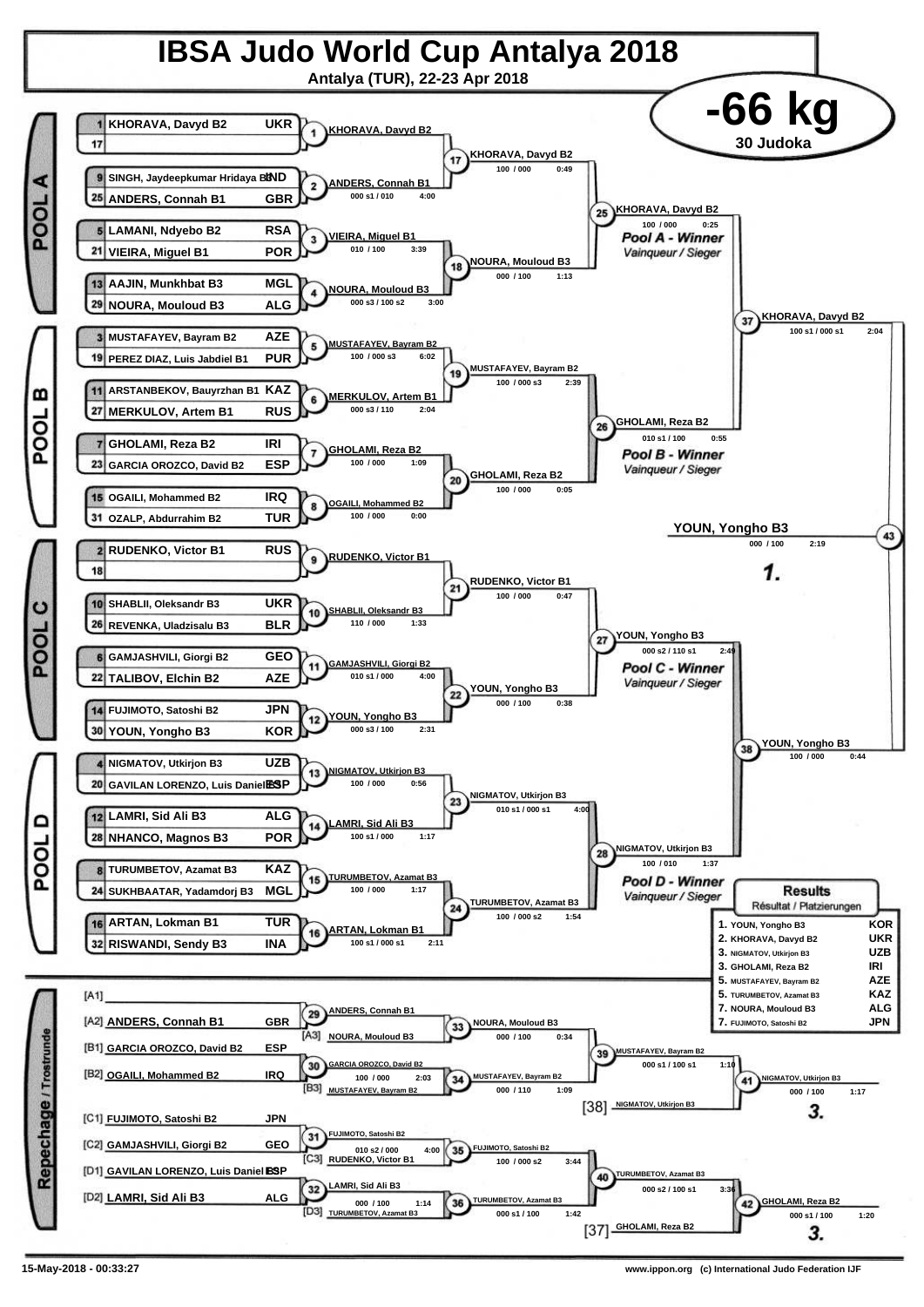# IBSA Judo World Cup Antalya 2018

Antalya (TUR), 22-23 Apr 2018

## -66 kg

30 Judoka

### POOL A

| Seed | Name | Country |
|---|---|---|
| 1 | KHORAVA, Davyd B2 | UKR |
| 17 | | |
| 9 | SINGH, Jaydeepkumar Hridaya B1 | IND |
| 25 | ANDERS, Connah B1 | GBR |
| 5 | LAMANI, Ndyebo B2 | RSA |
| 21 | VIEIRA, Miguel B1 | POR |
| 13 | AAJIN, Munkhbat B3 | MGL |
| 29 | NOURA, Mouloud B3 | ALG |

- Contest 1: KHORAVA, Davyd B2
- Contest 2: ANDERS, Connah B1 — 000 s1 / 010 — 4:00
- Contest 3: VIEIRA, Miguel B1 — 010 / 100 — 3:39
- Contest 4: NOURA, Mouloud B3 — 000 s3 / 100 s2 — 3:00
- Contest 17: KHORAVA, Davyd B2 — 100 / 000 — 0:49
- Contest 18: NOURA, Mouloud B3 — 000 / 100 — 1:13
- Contest 25: KHORAVA, Davyd B2 — 100 / 000 — 0:25 — *Pool A - Winner / Vainqueur / Sieger*

### POOL B

| Seed | Name | Country |
|---|---|---|
| 3 | MUSTAFAYEV, Bayram B2 | AZE |
| 19 | PEREZ DIAZ, Luis Jabdiel B1 | PUR |
| 11 | ARSTANBEKOV, Bauyrzhan B1 | KAZ |
| 27 | MERKULOV, Artem B1 | RUS |
| 7 | GHOLAMI, Reza B2 | IRI |
| 23 | GARCIA OROZCO, David B2 | ESP |
| 15 | OGAILI, Mohammed B2 | IRQ |
| 31 | OZALP, Abdurrahim B2 | TUR |

- Contest 5: MUSTAFAYEV, Bayram B2 — 100 / 000 s3 — 6:02
- Contest 6: MERKULOV, Artem B1 — 000 s3 / 110 — 2:04
- Contest 7: GHOLAMI, Reza B2 — 100 / 000 — 1:09
- Contest 8: OGAILI, Mohammed B2 — 100 / 000 — 0:00
- Contest 19: MUSTAFAYEV, Bayram B2 — 100 / 000 s3 — 2:39
- Contest 20: GHOLAMI, Reza B2 — 100 / 000 — 0:05
- Contest 26: GHOLAMI, Reza B2 — 010 s1 / 100 — 0:55 — *Pool B - Winner / Vainqueur / Sieger*

### POOL C

| Seed | Name | Country |
|---|---|---|
| 2 | RUDENKO, Victor B1 | RUS |
| 18 | | |
| 10 | SHABLII, Oleksandr B3 | UKR |
| 26 | REVENKA, Uladzisalu B3 | BLR |
| 6 | GAMJASHVILI, Giorgi B2 | GEO |
| 22 | TALIBOV, Elchin B2 | AZE |
| 14 | FUJIMOTO, Satoshi B2 | JPN |
| 30 | YOUN, Yongho B3 | KOR |

- Contest 9: RUDENKO, Victor B1
- Contest 10: SHABLII, Oleksandr B3 — 110 / 000 — 1:33
- Contest 11: GAMJASHVILI, Giorgi B2 — 010 s1 / 000 — 4:00
- Contest 12: YOUN, Yongho B3 — 000 s3 / 100 — 2:31
- Contest 21: RUDENKO, Victor B1 — 100 / 000 — 0:47
- Contest 22: YOUN, Yongho B3 — 000 / 100 — 0:38
- Contest 27: YOUN, Yongho B3 — 000 s2 / 110 s1 — 2:49 — *Pool C - Winner / Vainqueur / Sieger*

### POOL D

| Seed | Name | Country |
|---|---|---|
| 4 | NIGMATOV, Utkirjon B3 | UZB |
| 20 | GAVILAN LORENZO, Luis Daniel B3 | ESP |
| 12 | LAMRI, Sid Ali B3 | ALG |
| 28 | NHANCO, Magnos B3 | POR |
| 8 | TURUMBETOV, Azamat B3 | KAZ |
| 24 | SUKHBAATAR, Yadamdorj B3 | MGL |
| 16 | ARTAN, Lokman B1 | TUR |
| 32 | RISWANDI, Sendy B3 | INA |

- Contest 13: NIGMATOV, Utkirjon B3 — 100 / 000 — 0:56
- Contest 14: LAMRI, Sid Ali B3 — 100 s1 / 000 — 1:17
- Contest 15: TURUMBETOV, Azamat B3 — 100 / 000 — 1:17
- Contest 16: ARTAN, Lokman B1 — 100 s1 / 000 s1 — 2:11
- Contest 23: NIGMATOV, Utkirjon B3 — 010 s1 / 000 s1 — 4:00
- Contest 24: TURUMBETOV, Azamat B3 — 100 / 000 s2 — 1:54
- Contest 28: NIGMATOV, Utkirjon B3 — 100 / 010 — 1:37 — *Pool D - Winner / Vainqueur / Sieger*

### Semi-finals and Final

- Contest 37: KHORAVA, Davyd B2 — 100 s1 / 000 s1 — 2:04
- Contest 38: YOUN, Yongho B3 — 100 / 000 — 0:44
- Contest 43: YOUN, Yongho B3 — 000 / 100 — 2:19 — **1.**

### Repechage / Trostrunde

| Pos | Name | Country |
|---|---|---|
| [A1] | | |
| [A2] | ANDERS, Connah B1 | GBR |
| [B1] | GARCIA OROZCO, David B2 | ESP |
| [B2] | OGAILI, Mohammed B2 | IRQ |
| [C1] | FUJIMOTO, Satoshi B2 | JPN |
| [C2] | GAMJASHVILI, Giorgi B2 | GEO |
| [D1] | GAVILAN LORENZO, Luis Daniel B3 | ESP |
| [D2] | LAMRI, Sid Ali B3 | ALG |

- Contest 29: ANDERS, Connah B1
- Contest 33: [A3] NOURA, Mouloud B3 vs ANDERS — NOURA, Mouloud B3 — 000 / 100 — 0:34
- Contest 30: GARCIA OROZCO, David B2 — 100 / 000 — 2:03
- Contest 34: [B3] MUSTAFAYEV, Bayram B2 — MUSTAFAYEV, Bayram B2 — 000 / 110 — 1:09
- Contest 39: MUSTAFAYEV, Bayram B2 — 000 s1 / 100 s1 — 1:10
- [38] NIGMATOV, Utkirjon B3
- Contest 41: NIGMATOV, Utkirjon B3 — 000 / 100 — 1:17 — **3.**
- Contest 31: FUJIMOTO, Satoshi B2 — 010 s2 / 000 — 4:00
- Contest 35: [C3] RUDENKO, Victor B1 — FUJIMOTO, Satoshi B2 — 100 / 000 s2 — 3:44
- Contest 32: LAMRI, Sid Ali B3 — 000 / 100 — 1:14
- Contest 36: [D3] TURUMBETOV, Azamat B3 — TURUMBETOV, Azamat B3 — 000 s1 / 100 — 1:42
- Contest 40: TURUMBETOV, Azamat B3 — 000 s2 / 100 s1 — 3:36
- [37] GHOLAMI, Reza B2
- Contest 42: GHOLAMI, Reza B2 — 000 s1 / 100 — 1:20 — **3.**

### Results / Résultat / Platzierungen

| Place | Name | Country |
|---|---|---|
| 1. | YOUN, Yongho B3 | KOR |
| 2. | KHORAVA, Davyd B2 | UKR |
| 3. | NIGMATOV, Utkirjon B3 | UZB |
| 3. | GHOLAMI, Reza B2 | IRI |
| 5. | MUSTAFAYEV, Bayram B2 | AZE |
| 5. | TURUMBETOV, Azamat B3 | KAZ |
| 7. | NOURA, Mouloud B3 | ALG |
| 7. | FUJIMOTO, Satoshi B2 | JPN |

15-May-2018 - 00:33:27 — www.ippon.org (c) International Judo Federation IJF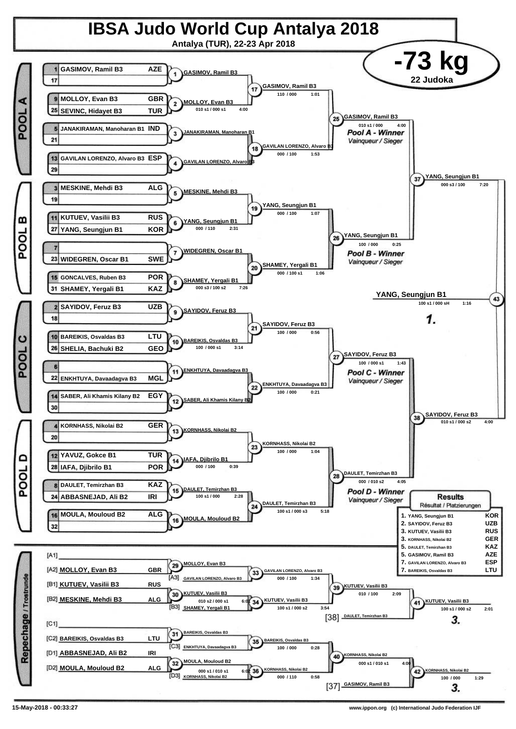# IBSA Judo World Cup Antalya 2018

**Antalya (TUR), 22-23 Apr 2018**

## -73 kg

**22 Judoka**

### POOL A

| Seed | Name | Country |
|---|---|---|
| 1 | GASIMOV, Ramil B3 | AZE |
| 17 | | |
| 9 | MOLLOY, Evan B3 | GBR |
| 25 | SEVINC, Hidayet B3 | TUR |
| 5 | JANAKIRAMAN, Manoharan B1 | IND |
| 21 | | |
| 13 | GAVILAN LORENZO, Alvaro B3 | ESP |
| 29 | | |

- (1) GASIMOV, Ramil B3
- (2) MOLLOY, Evan B3 — 010 s1 / 000 s1 — 4:00
- (3) JANAKIRAMAN, Manoharan B1
- (4) GAVILAN LORENZO, Alvaro B3
- (17) GASIMOV, Ramil B3 — 110 / 000 — 1:01
- (18) GAVILAN LORENZO, Alvaro B3 — 000 / 100 — 1:53
- (25) GASIMOV, Ramil B3 — 010 s1 / 000 — 4:00 — *Pool A - Winner* / *Vainqueur / Sieger*

### POOL B

| Seed | Name | Country |
|---|---|---|
| 3 | MESKINE, Mehdi B3 | ALG |
| 19 | | |
| 11 | KUTUEV, Vasilii B3 | RUS |
| 27 | YANG, Seungjun B1 | KOR |
| 7 | | |
| 23 | WIDEGREN, Oscar B1 | SWE |
| 15 | GONCALVES, Ruben B3 | POR |
| 31 | SHAMEY, Yergali B1 | KAZ |

- (5) MESKINE, Mehdi B3
- (6) YANG, Seungjun B1 — 000 / 110 — 2:31
- (7) WIDEGREN, Oscar B1
- (8) SHAMEY, Yergali B1 — 000 s3 / 100 s2 — 7:26
- (19) YANG, Seungjun B1 — 000 / 100 — 1:07
- (20) SHAMEY, Yergali B1 — 000 / 100 s1 — 1:06
- (26) YANG, Seungjun B1 — 100 / 000 — 0:25 — *Pool B - Winner* / *Vainqueur / Sieger*

### POOL C

| Seed | Name | Country |
|---|---|---|
| 2 | SAYIDOV, Feruz B3 | UZB |
| 18 | | |
| 10 | BAREIKIS, Osvaldas B3 | LTU |
| 26 | SHELIA, Bachuki B2 | GEO |
| 6 | | |
| 22 | ENKHTUYA, Davaadagva B3 | MGL |
| 14 | SABER, Ali Khamis Kilany B2 | EGY |
| 30 | | |

- (9) SAYIDOV, Feruz B3
- (10) BAREIKIS, Osvaldas B3 — 100 / 000 s1 — 3:14
- (11) ENKHTUYA, Davaadagva B3
- (12) SABER, Ali Khamis Kilany B2
- (21) SAYIDOV, Feruz B3 — 100 / 000 — 0:56
- (22) ENKHTUYA, Davaadagva B3 — 100 / 000 — 0:21
- (27) SAYIDOV, Feruz B3 — 100 / 000 s1 — 1:43 — *Pool C - Winner* / *Vainqueur / Sieger*

### POOL D

| Seed | Name | Country |
|---|---|---|
| 4 | KORNHASS, Nikolai B2 | GER |
| 20 | | |
| 12 | YAVUZ, Gokce B1 | TUR |
| 28 | IAFA, Djibrilo B1 | POR |
| 8 | DAULET, Temirzhan B3 | KAZ |
| 24 | ABBASNEJAD, Ali B2 | IRI |
| 16 | MOULA, Mouloud B2 | ALG |
| 32 | | |

- (13) KORNHASS, Nikolai B2
- (14) IAFA, Djibrilo B1 — 000 / 100 — 0:39
- (15) DAULET, Temirzhan B3 — 100 s1 / 000 — 2:28
- (16) MOULA, Mouloud B2
- (23) KORNHASS, Nikolai B2 — 100 / 000 — 1:04
- (24) DAULET, Temirzhan B3 — 100 s1 / 000 s3 — 5:18
- (28) DAULET, Temirzhan B3 — 000 / 010 s2 — 4:05 — *Pool D - Winner* / *Vainqueur / Sieger*

### Semi-finals and Final

- (37) YANG, Seungjun B1 — 000 s3 / 100 — 7:20
- (38) SAYIDOV, Feruz B3 — 010 s1 / 000 s2 — 4:00
- (43) YANG, Seungjun B1 — 100 s1 / 000 sH — 1:16 — **1.**

### Repechage / Trostrunde

| Slot | Name | Country |
|---|---|---|
| [A1] | | |
| [A2] | MOLLOY, Evan B3 | GBR |
| [B1] | KUTUEV, Vasilii B3 | RUS |
| [B2] | MESKINE, Mehdi B3 | ALG |
| [C1] | | |
| [C2] | BAREIKIS, Osvaldas B3 | LTU |
| [D1] | ABBASNEJAD, Ali B2 | IRI |
| [D2] | MOULA, Mouloud B2 | ALG |

- (29) MOLLOY, Evan B3
- [A3] GAVILAN LORENZO, Alvaro B3
- (33) GAVILAN LORENZO, Alvaro B3 — 000 / 100 — 1:34
- (30) KUTUEV, Vasilii B3 — 010 s2 / 000 s1 — 6:01
- [B3] SHAMEY, Yergali B1
- (34) KUTUEV, Vasilii B3 — 100 s1 / 000 s2 — 3:54
- (39) KUTUEV, Vasilii B3 — 010 / 100 — 2:09
- [38] DAULET, Temirzhan B3
- (41) KUTUEV, Vasilii B3 — 100 s1 / 000 s2 — 2:01 — **3.**
- (31) BAREIKIS, Osvaldas B3
- [C3] ENKHTUYA, Davaadagva B3
- (35) BAREIKIS, Osvaldas B3 — 100 / 000 — 0:28
- (32) MOULA, Mouloud B2 — 000 s1 / 010 s1 — 6:02
- [D3] KORNHASS, Nikolai B2
- (36) KORNHASS, Nikolai B2 — 000 / 110 — 0:58
- (40) KORNHASS, Nikolai B2 — 000 s1 / 010 s1 — 4:00
- [37] GASIMOV, Ramil B3
- (42) KORNHASS, Nikolai B2 — 100 / 000 — 1:29 — **3.**

### Results
*Résultat / Platzierungen*

| Place | Name | Country |
|---|---|---|
| 1. | YANG, Seungjun B1 | KOR |
| 2. | SAYIDOV, Feruz B3 | UZB |
| 3. | KUTUEV, Vasilii B3 | RUS |
| 3. | KORNHASS, Nikolai B2 | GER |
| 5. | DAULET, Temirzhan B3 | KAZ |
| 5. | GASIMOV, Ramil B3 | AZE |
| 7. | GAVILAN LORENZO, Alvaro B3 | ESP |
| 7. | BAREIKIS, Osvaldas B3 | LTU |

15-May-2018 - 00:33:27

www.ippon.org (c) International Judo Federation IJF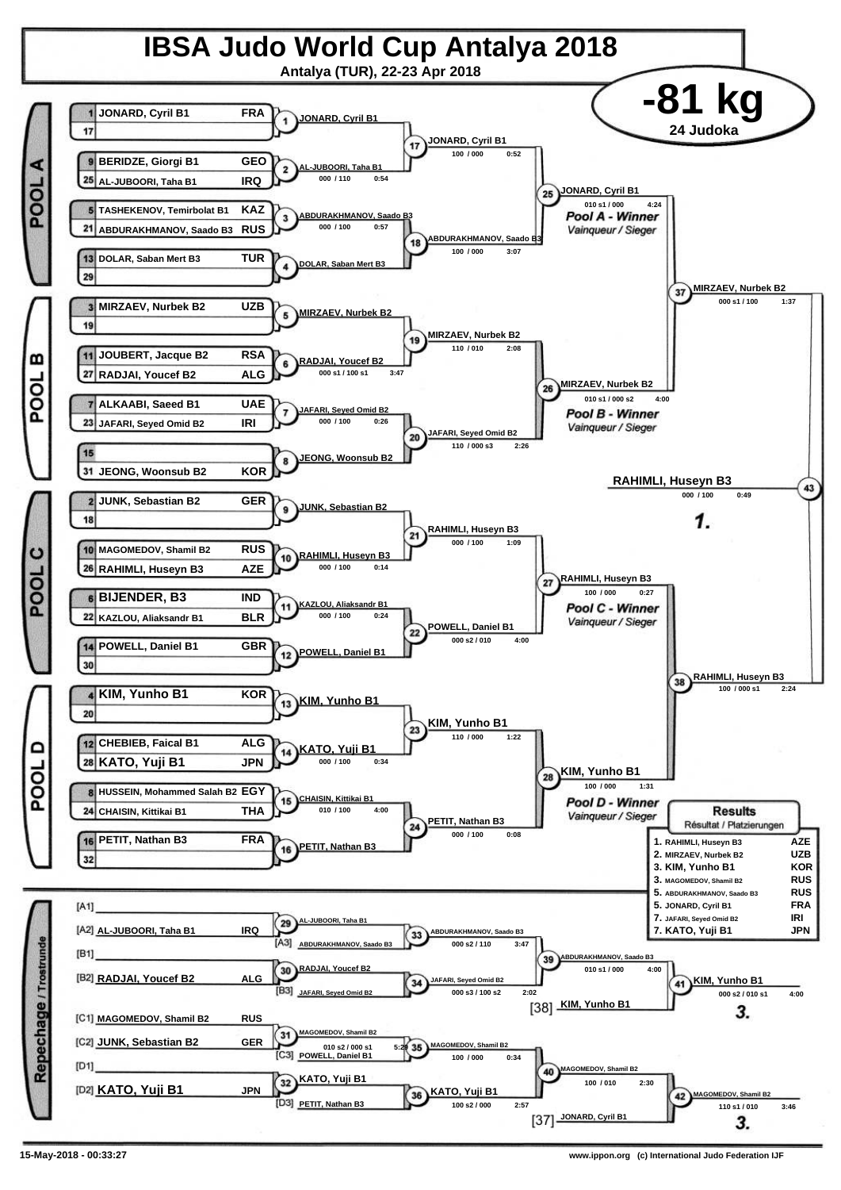# IBSA Judo World Cup Antalya 2018

**Antalya (TUR), 22-23 Apr 2018**

## -81 kg

**24 Judoka**

### POOL A

| Seed | Name | Country |
|---|---|---|
| 1 | JONARD, Cyril B1 | FRA |
| 17 | | |
| 9 | BERIDZE, Giorgi B1 | GEO |
| 25 | AL-JUBOORI, Taha B1 | IRQ |
| 5 | TASHEKENOV, Temirbolat B1 | KAZ |
| 21 | ABDURAKHMANOV, Saado B3 | RUS |
| 13 | DOLAR, Saban Mert B3 | TUR |
| 29 | | |

| Contest | Winner | Score | Time |
|---|---|---|---|
| 1 | JONARD, Cyril B1 | | |
| 2 | AL-JUBOORI, Taha B1 | 000 / 110 | 0:54 |
| 3 | ABDURAKHMANOV, Saado B3 | 000 / 100 | 0:57 |
| 4 | DOLAR, Saban Mert B3 | | |
| 17 | JONARD, Cyril B1 | 100 / 000 | 0:52 |
| 18 | ABDURAKHMANOV, Saado B3 | 100 / 000 | 3:07 |
| 25 | JONARD, Cyril B1 | 010 s1 / 000 | 4:24 |

Pool A - Winner / Vainqueur / Sieger

### POOL B

| Seed | Name | Country |
|---|---|---|
| 3 | MIRZAEV, Nurbek B2 | UZB |
| 19 | | |
| 11 | JOUBERT, Jacque B2 | RSA |
| 27 | RADJAI, Youcef B2 | ALG |
| 7 | ALKAABI, Saeed B1 | UAE |
| 23 | JAFARI, Seyed Omid B2 | IRI |
| 15 | | |
| 31 | JEONG, Woonsub B2 | KOR |

| Contest | Winner | Score | Time |
|---|---|---|---|
| 5 | MIRZAEV, Nurbek B2 | | |
| 6 | RADJAI, Youcef B2 | 000 s1 / 100 s1 | 3:47 |
| 7 | JAFARI, Seyed Omid B2 | 000 / 100 | 0:26 |
| 8 | JEONG, Woonsub B2 | | |
| 19 | MIRZAEV, Nurbek B2 | 110 / 010 | 2:08 |
| 20 | JAFARI, Seyed Omid B2 | 110 / 000 s3 | 2:26 |
| 26 | MIRZAEV, Nurbek B2 | 010 s1 / 000 s2 | 4:00 |

Pool B - Winner / Vainqueur / Sieger

### POOL C

| Seed | Name | Country |
|---|---|---|
| 2 | JUNK, Sebastian B2 | GER |
| 18 | | |
| 10 | MAGOMEDOV, Shamil B2 | RUS |
| 26 | RAHIMLI, Huseyn B3 | AZE |
| 6 | BIJENDER, B3 | IND |
| 22 | KAZLOU, Aliaksandr B1 | BLR |
| 14 | POWELL, Daniel B1 | GBR |
| 30 | | |

| Contest | Winner | Score | Time |
|---|---|---|---|
| 9 | JUNK, Sebastian B2 | | |
| 10 | RAHIMLI, Huseyn B3 | 000 / 100 | 0:14 |
| 11 | KAZLOU, Aliaksandr B1 | 000 / 100 | 0:24 |
| 12 | POWELL, Daniel B1 | | |
| 21 | RAHIMLI, Huseyn B3 | 000 / 100 | 1:09 |
| 22 | POWELL, Daniel B1 | 000 s2 / 010 | 4:00 |
| 27 | RAHIMLI, Huseyn B3 | 100 / 000 | 0:27 |

Pool C - Winner / Vainqueur / Sieger

### POOL D

| Seed | Name | Country |
|---|---|---|
| 4 | KIM, Yunho B1 | KOR |
| 20 | | |
| 12 | CHEBIEB, Faical B1 | ALG |
| 28 | KATO, Yuji B1 | JPN |
| 8 | HUSSEIN, Mohammed Salah B2 | EGY |
| 24 | CHAISIN, Kittikai B1 | THA |
| 16 | PETIT, Nathan B3 | FRA |
| 32 | | |

| Contest | Winner | Score | Time |
|---|---|---|---|
| 13 | KIM, Yunho B1 | | |
| 14 | KATO, Yuji B1 | 000 / 100 | 0:34 |
| 15 | CHAISIN, Kittikai B1 | 010 / 100 | 4:00 |
| 16 | PETIT, Nathan B3 | | |
| 23 | KIM, Yunho B1 | 110 / 000 | 1:22 |
| 24 | PETIT, Nathan B3 | 000 / 100 | 0:08 |
| 28 | KIM, Yunho B1 | 100 / 000 | 1:31 |

Pool D - Winner / Vainqueur / Sieger

### Semi-finals and Final

| Contest | Winner | Score | Time |
|---|---|---|---|
| 37 | MIRZAEV, Nurbek B2 | 000 s1 / 100 | 1:37 |
| 38 | RAHIMLI, Huseyn B3 | 100 / 000 s1 | 2:24 |
| 43 | RAHIMLI, Huseyn B3 | 000 / 100 | 0:49 |

1. RAHIMLI, Huseyn B3

### Repechage / Trostrunde

| Pos | Name | Country |
|---|---|---|
| [A1] | | |
| [A2] | AL-JUBOORI, Taha B1 | IRQ |
| [B1] | | |
| [B2] | RADJAI, Youcef B2 | ALG |
| [C1] | MAGOMEDOV, Shamil B2 | RUS |
| [C2] | JUNK, Sebastian B2 | GER |
| [D1] | | |
| [D2] | KATO, Yuji B1 | JPN |

| Contest | Winner | Opponent | Score | Time |
|---|---|---|---|---|
| 29 | AL-JUBOORI, Taha B1 | | | |
| 30 | RADJAI, Youcef B2 | | | |
| 31 | MAGOMEDOV, Shamil B2 | | 010 s2 / 000 s1 | 5:29 |
| 32 | KATO, Yuji B1 | | | |
| 33 | ABDURAKHMANOV, Saado B3 | [A3] ABDURAKHMANOV, Saado B3 | 000 s2 / 110 | 3:47 |
| 34 | JAFARI, Seyed Omid B2 | [B3] JAFARI, Seyed Omid B2 | 000 s3 / 100 s2 | 2:02 |
| 35 | MAGOMEDOV, Shamil B2 | [C3] POWELL, Daniel B1 | 100 / 000 | 0:34 |
| 36 | KATO, Yuji B1 | [D3] PETIT, Nathan B3 | 100 s2 / 000 | 2:57 |
| 39 | ABDURAKHMANOV, Saado B3 | | 010 s1 / 000 | 4:00 |
| 40 | MAGOMEDOV, Shamil B2 | | 100 / 010 | 2:30 |
| 41 | KIM, Yunho B1 | [38] KIM, Yunho B1 | 000 s2 / 010 s1 | 4:00 |
| 42 | MAGOMEDOV, Shamil B2 | [37] JONARD, Cyril B1 | 110 s1 / 010 | 3:46 |

3. KIM, Yunho B1

3. MAGOMEDOV, Shamil B2

### Results / Résultat / Platzierungen

| Place | Name | Country |
|---|---|---|
| 1. | RAHIMLI, Huseyn B3 | AZE |
| 2. | MIRZAEV, Nurbek B2 | UZB |
| 3. | KIM, Yunho B1 | KOR |
| 3. | MAGOMEDOV, Shamil B2 | RUS |
| 5. | ABDURAKHMANOV, Saado B3 | RUS |
| 5. | JONARD, Cyril B1 | FRA |
| 7. | JAFARI, Seyed Omid B2 | IRI |
| 7. | KATO, Yuji B1 | JPN |

15-May-2018 - 00:33:27

www.ippon.org (c) International Judo Federation IJF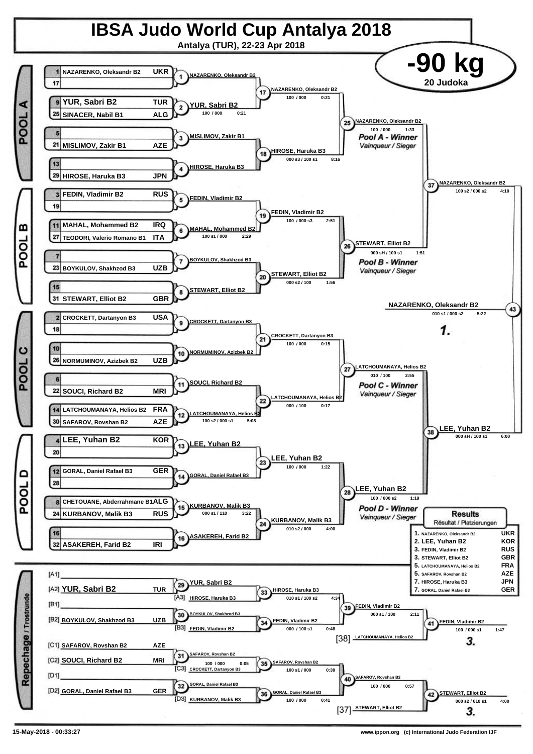# IBSA Judo World Cup Antalya 2018

**Antalya (TUR), 22-23 Apr 2018**

## -90 kg

**20 Judoka**

### POOL A

| Seed | Name | Country |
|---|---|---|
| 1 | NAZARENKO, Oleksandr B2 | UKR |
| 17 | | |
| 9 | YUR, Sabri B2 | TUR |
| 25 | SINACER, Nabil B1 | ALG |
| 5 | | |
| 21 | MISLIMOV, Zakir B1 | AZE |
| 13 | | |
| 29 | HIROSE, Haruka B3 | JPN |

- (1) NAZARENKO, Oleksandr B2
- (2) YUR, Sabri B2 — 100 / 000 0:21
- (3) MISLIMOV, Zakir B1
- (4) HIROSE, Haruka B3
- (17) NAZARENKO, Oleksandr B2 — 100 / 000 0:21
- (18) HIROSE, Haruka B3 — 000 s3 / 100 s1 8:16
- (25) NAZARENKO, Oleksandr B2 — 100 / 000 1:33 — *Pool A - Winner / Vainqueur / Sieger*

### POOL B

| Seed | Name | Country |
|---|---|---|
| 3 | FEDIN, Vladimir B2 | RUS |
| 19 | | |
| 11 | MAHAL, Mohammed B2 | IRQ |
| 27 | TEODORI, Valerio Romano B1 | ITA |
| 7 | | |
| 23 | BOYKULOV, Shakhzod B3 | UZB |
| 15 | | |
| 31 | STEWART, Elliot B2 | GBR |

- (5) FEDIN, Vladimir B2
- (6) MAHAL, Mohammed B2 — 100 s1 / 000 2:29
- (7) BOYKULOV, Shakhzod B3
- (8) STEWART, Elliot B2
- (19) FEDIN, Vladimir B2 — 100 / 000 s3 2:51
- (20) STEWART, Elliot B2 — 000 s2 / 100 1:56
- (26) STEWART, Elliot B2 — 000 sH / 100 s1 1:51 — *Pool B - Winner / Vainqueur / Sieger*

### POOL C

| Seed | Name | Country |
|---|---|---|
| 2 | CROCKETT, Dartanyon B3 | USA |
| 18 | | |
| 10 | | |
| 26 | NORMUMINOV, Azizbek B2 | UZB |
| 6 | | |
| 22 | SOUCI, Richard B2 | MRI |
| 14 | LATCHOUMANAYA, Helios B2 | FRA |
| 30 | SAFAROV, Rovshan B2 | AZE |

- (9) CROCKETT, Dartanyon B3
- (10) NORMUMINOV, Azizbek B2
- (11) SOUCI, Richard B2
- (12) LATCHOUMANAYA, Helios B2 — 100 s2 / 000 s1 5:08
- (21) CROCKETT, Dartanyon B3 — 100 / 000 0:15
- (22) LATCHOUMANAYA, Helios B2 — 000 / 100 0:17
- (27) LATCHOUMANAYA, Helios B2 — 010 / 100 2:55 — *Pool C - Winner / Vainqueur / Sieger*

### POOL D

| Seed | Name | Country |
|---|---|---|
| 4 | LEE, Yuhan B2 | KOR |
| 20 | | |
| 12 | GORAL, Daniel Rafael B3 | GER |
| 28 | | |
| 8 | CHETOUANE, Abderrahmane B1 | ALG |
| 24 | KURBANOV, Malik B3 | RUS |
| 16 | | |
| 32 | ASAKEREH, Farid B2 | IRI |

- (13) LEE, Yuhan B2
- (14) GORAL, Daniel Rafael B3
- (15) KURBANOV, Malik B3 — 000 s1 / 110 3:22
- (16) ASAKEREH, Farid B2
- (23) LEE, Yuhan B2 — 100 / 000 1:22
- (24) KURBANOV, Malik B3 — 010 s2 / 000 4:00
- (28) LEE, Yuhan B2 — 100 / 000 s2 1:19 — *Pool D - Winner / Vainqueur / Sieger*

### Semi-finals and Final

- (37) NAZARENKO, Oleksandr B2 — 100 s2 / 000 s2 4:10
- (38) LEE, Yuhan B2 — 000 sH / 000 s1 6:00
- (43) NAZARENKO, Oleksandr B2 — 010 s1 / 000 s2 5:22 — **1.**

### Repechage / Trostrunde

| Slot | Name | Country |
|---|---|---|
| [A1] | | |
| [A2] | YUR, Sabri B2 | TUR |
| [B1] | | |
| [B2] | BOYKULOV, Shakhzod B3 | UZB |
| [C1] | SAFAROV, Rovshan B2 | AZE |
| [C2] | SOUCI, Richard B2 | MRI |
| [D1] | | |
| [D2] | GORAL, Daniel Rafael B3 | GER |

- (29) YUR, Sabri B2
- (30) BOYKULOV, Shakhzod B3
- (31) SAFAROV, Rovshan B2 — 100 / 000 0:05
- (32) GORAL, Daniel Rafael B3
- (33) HIROSE, Haruka B3 — 010 s1 / 100 s2 4:34 (vs [A3] HIROSE, Haruka B3)
- (34) FEDIN, Vladimir B2 — 000 / 100 s1 0:48 (vs [B3] FEDIN, Vladimir B2)
- (35) SAFAROV, Rovshan B2 — 100 s1 / 000 0:39 (vs [C3] CROCKETT, Dartanyon B3)
- (36) GORAL, Daniel Rafael B3 — 100 / 000 0:41 (vs [D3] KURBANOV, Malik B3)
- (39) FEDIN, Vladimir B2 — 000 s1 / 100 2:11
- (40) SAFAROV, Rovshan B2 — 100 / 000 0:57
- (41) FEDIN, Vladimir B2 — 100 / 000 s1 1:47 (vs [38] LATCHOUMANAYA, Helios B2) — **3.**
- (42) STEWART, Elliot B2 — 000 s2 / 010 s1 4:00 (vs [37] STEWART, Elliot B2) — **3.**

### Results / Résultat / Platzierungen

| Place | Name | Country |
|---|---|---|
| 1. | NAZARENKO, Oleksandr B2 | UKR |
| 2. | LEE, Yuhan B2 | KOR |
| 3. | FEDIN, Vladimir B2 | RUS |
| 3. | STEWART, Elliot B2 | GBR |
| 5. | LATCHOUMANAYA, Helios B2 | FRA |
| 5. | SAFAROV, Rovshan B2 | AZE |
| 7. | HIROSE, Haruka B3 | JPN |
| 7. | GORAL, Daniel Rafael B3 | GER |

15-May-2018 - 00:33:27 www.ippon.org (c) International Judo Federation IJF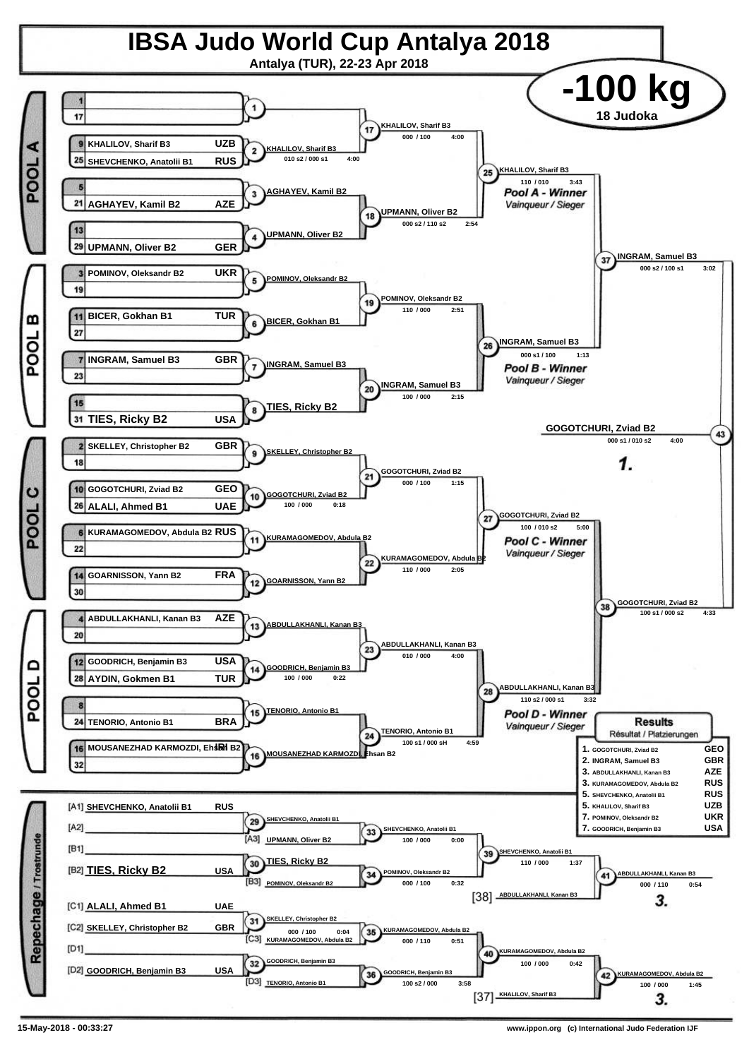# IBSA Judo World Cup Antalya 2018

**Antalya (TUR), 22-23 Apr 2018**

## -100 kg

**18 Judoka**

### POOL A

| No. | Name | Country |
|---|---|---|
| 1 | | |
| 17 | | |
| 9 | KHALILOV, Sharif B3 | UZB |
| 25 | SHEVCHENKO, Anatolii B1 | RUS |
| 5 | | |
| 21 | AGHAYEV, Kamil B2 | AZE |
| 13 | | |
| 29 | UPMANN, Oliver B2 | GER |

- (1)
- (2) KHALILOV, Sharif B3 — 010 s2 / 000 s1 — 4:00
- (3) AGHAYEV, Kamil B2
- (4) UPMANN, Oliver B2
- (17) KHALILOV, Sharif B3 — 000 / 100 — 4:00
- (18) UPMANN, Oliver B2 — 000 s2 / 110 s2 — 2:54
- (25) KHALILOV, Sharif B3 — 110 / 010 — 3:43 — *Pool A - Winner* / *Vainqueur / Sieger*

### POOL B

| No. | Name | Country |
|---|---|---|
| 3 | POMINOV, Oleksandr B2 | UKR |
| 19 | | |
| 11 | BICER, Gokhan B1 | TUR |
| 27 | | |
| 7 | INGRAM, Samuel B3 | GBR |
| 23 | | |
| 15 | | |
| 31 | TIES, Ricky B2 | USA |

- (5) POMINOV, Oleksandr B2
- (6) BICER, Gokhan B1
- (7) INGRAM, Samuel B3
- (8) TIES, Ricky B2
- (19) POMINOV, Oleksandr B2 — 110 / 000 — 2:51
- (20) INGRAM, Samuel B3 — 100 / 000 — 2:15
- (26) INGRAM, Samuel B3 — 000 s1 / 100 — 1:13 — *Pool B - Winner* / *Vainqueur / Sieger*
- (37) INGRAM, Samuel B3 — 000 s2 / 100 s1 — 3:02

### POOL C

| No. | Name | Country |
|---|---|---|
| 2 | SKELLEY, Christopher B2 | GBR |
| 18 | | |
| 10 | GOGOTCHURI, Zviad B2 | GEO |
| 26 | ALALI, Ahmed B1 | UAE |
| 6 | KURAMAGOMEDOV, Abdula B2 | RUS |
| 22 | | |
| 14 | GOARNISSON, Yann B2 | FRA |
| 30 | | |

- (9) SKELLEY, Christopher B2
- (10) GOGOTCHURI, Zviad B2 — 100 / 000 — 0:18
- (11) KURAMAGOMEDOV, Abdula B2
- (12) GOARNISSON, Yann B2
- (21) GOGOTCHURI, Zviad B2 — 000 / 100 — 1:15
- (22) KURAMAGOMEDOV, Abdula B2 — 110 / 000 — 2:05
- (27) GOGOTCHURI, Zviad B2 — 100 / 010 s2 — 5:00 — *Pool C - Winner* / *Vainqueur / Sieger*

### POOL D

| No. | Name | Country |
|---|---|---|
| 4 | ABDULLAKHANLI, Kanan B3 | AZE |
| 20 | | |
| 12 | GOODRICH, Benjamin B3 | USA |
| 28 | AYDIN, Gokmen B1 | TUR |
| 8 | | |
| 24 | TENORIO, Antonio B1 | BRA |
| 16 | MOUSANEZHAD KARMOZDI, Ehsan B2 | IRI |
| 32 | | |

- (13) ABDULLAKHANLI, Kanan B3
- (14) GOODRICH, Benjamin B3 — 100 / 000 — 0:22
- (15) TENORIO, Antonio B1
- (16) MOUSANEZHAD KARMOZDI, Ehsan B2
- (23) ABDULLAKHANLI, Kanan B3 — 010 / 000 — 4:00
- (24) TENORIO, Antonio B1 — 100 s1 / 000 sH — 4:59
- (28) ABDULLAKHANLI, Kanan B3 — 110 s2 / 000 s1 — 3:32 — *Pool D - Winner* / *Vainqueur / Sieger*
- (38) GOGOTCHURI, Zviad B2 — 100 s1 / 000 s2 — 4:33

### Final

- (43) GOGOTCHURI, Zviad B2 — 000 s1 / 010 s2 — 4:00 — **1.**

### Repechage / Trostrunde

- [A1] SHEVCHENKO, Anatolii B1 — RUS
- [A2]
- [B1]
- [B2] TIES, Ricky B2 — USA
- [C1] ALALI, Ahmed B1 — UAE
- [C2] SKELLEY, Christopher B2 — GBR
- [D1]
- [D2] GOODRICH, Benjamin B3 — USA

- (29) SHEVCHENKO, Anatolii B1
- (30) TIES, Ricky B2
- (31) SKELLEY, Christopher B2 — 000 / 100 — 0:04
- (32) GOODRICH, Benjamin B3
- (33) SHEVCHENKO, Anatolii B1 vs [A3] UPMANN, Oliver B2 — 100 / 000 — 0:00
- (34) POMINOV, Oleksandr B2 (vs [B3] POMINOV, Oleksandr B2) — 000 / 100 — 0:32
- (35) KURAMAGOMEDOV, Abdula B2 (vs [C3] KURAMAGOMEDOV, Abdula B2) — 000 / 110 — 0:51
- (36) GOODRICH, Benjamin B3 vs [D3] TENORIO, Antonio B1 — 100 s2 / 000 — 3:58
- (39) SHEVCHENKO, Anatolii B1 — 110 / 000 — 1:37
- (40) KURAMAGOMEDOV, Abdula B2 — 100 / 000 — 0:42
- (41) ABDULLAKHANLI, Kanan B3 (vs [38] ABDULLAKHANLI, Kanan B3) — 000 / 110 — 0:54 — **3.**
- (42) KURAMAGOMEDOV, Abdula B2 (vs [37] KHALILOV, Sharif B3) — 100 / 000 — 1:45 — **3.**

### Results / Résultat / Platzierungen

| Place | Name | Country |
|---|---|---|
| 1. | GOGOTCHURI, Zviad B2 | GEO |
| 2. | INGRAM, Samuel B3 | GBR |
| 3. | ABDULLAKHANLI, Kanan B3 | AZE |
| 3. | KURAMAGOMEDOV, Abdula B2 | RUS |
| 5. | SHEVCHENKO, Anatolii B1 | RUS |
| 5. | KHALILOV, Sharif B3 | UZB |
| 7. | POMINOV, Oleksandr B2 | UKR |
| 7. | GOODRICH, Benjamin B3 | USA |

15-May-2018 - 00:33:27 — www.ippon.org (c) International Judo Federation IJF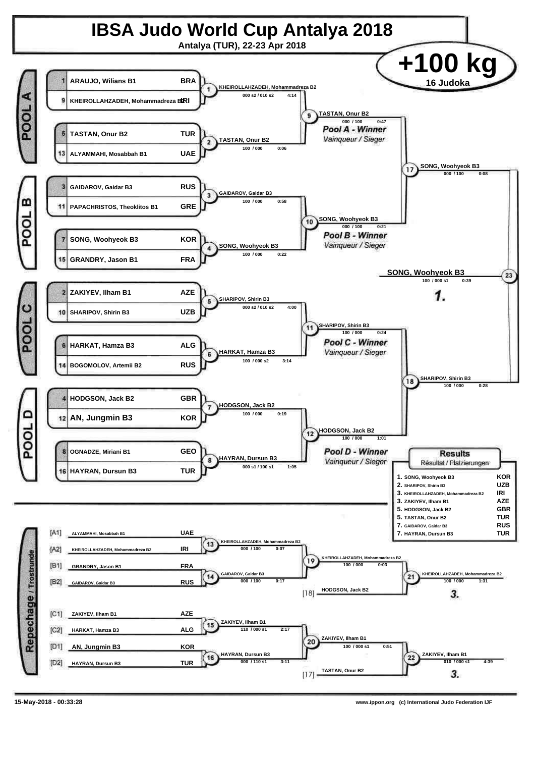# IBSA Judo World Cup Antalya 2018

**Antalya (TUR), 22-23 Apr 2018**

## +100 kg

**16 Judoka**

### POOL A

| # | Name | Country |
|---|---|---|
| 1 | ARAUJO, Wilians B1 | BRA |
| 9 | KHEIROLLAHZADEH, Mohammadreza B2 | IRI |
| 5 | TASTAN, Onur B2 | TUR |
| 13 | ALYAMMAHI, Mosabbah B1 | UAE |

- Contest 1: KHEIROLLAHZADEH, Mohammadreza B2 — 000 s2 / 010 s2 — 4:14
- Contest 2: TASTAN, Onur B2 — 100 / 000 — 0:06
- Contest 9: TASTAN, Onur B2 — 000 / 100 — 0:47

*Pool A - Winner* / *Vainqueur / Sieger*

### POOL B

| # | Name | Country |
|---|---|---|
| 3 | GAIDAROV, Gaidar B3 | RUS |
| 11 | PAPACHRISTOS, Theoklitos B1 | GRE |
| 7 | SONG, Woohyeok B3 | KOR |
| 15 | GRANDRY, Jason B1 | FRA |

- Contest 3: GAIDAROV, Gaidar B3 — 100 / 000 — 0:58
- Contest 4: SONG, Woohyeok B3 — 100 / 000 — 0:22
- Contest 10: SONG, Woohyeok B3 — 000 / 100 — 0:21

*Pool B - Winner* / *Vainqueur / Sieger*

- Contest 17: SONG, Woohyeok B3 — 000 / 100 — 0:08

### POOL C

| # | Name | Country |
|---|---|---|
| 2 | ZAKIYEV, Ilham B1 | AZE |
| 10 | SHARIPOV, Shirin B3 | UZB |
| 6 | HARKAT, Hamza B3 | ALG |
| 14 | BOGOMOLOV, Artemii B2 | RUS |

- Contest 5: SHARIPOV, Shirin B3 — 000 s2 / 010 s2 — 4:00
- Contest 6: HARKAT, Hamza B3 — 100 / 000 s2 — 3:14
- Contest 11: SHARIPOV, Shirin B3 — 100 / 000 — 0:24

*Pool C - Winner* / *Vainqueur / Sieger*

### POOL D

| # | Name | Country |
|---|---|---|
| 4 | HODGSON, Jack B2 | GBR |
| 12 | AN, Jungmin B3 | KOR |
| 8 | OGNADZE, Miriani B1 | GEO |
| 16 | HAYRAN, Dursun B3 | TUR |

- Contest 7: HODGSON, Jack B2 — 100 / 000 — 0:19
- Contest 8: HAYRAN, Dursun B3 — 000 s1 / 100 s1 — 1:05
- Contest 12: HODGSON, Jack B2 — 100 / 000 — 1:01

*Pool D - Winner* / *Vainqueur / Sieger*

- Contest 18: SHARIPOV, Shirin B3 — 100 / 000 — 0:28

### Final

- Contest 23: **SONG, Woohyeok B3** — 100 / 000 s1 — 0:39 — **1.**

### Repechage / Trostrunde

| Seed | Name | Country |
|---|---|---|
| [A1] | ALYAMMAHI, Mosabbah B1 | UAE |
| [A2] | KHEIROLLAHZADEH, Mohammadreza B2 | IRI |
| [B1] | GRANDRY, Jason B1 | FRA |
| [B2] | GAIDAROV, Gaidar B3 | RUS |
| [C1] | ZAKIYEV, Ilham B1 | AZE |
| [C2] | HARKAT, Hamza B3 | ALG |
| [D1] | AN, Jungmin B3 | KOR |
| [D2] | HAYRAN, Dursun B3 | TUR |

- Contest 13: KHEIROLLAHZADEH, Mohammadreza B2 — 000 / 100 — 0:07
- Contest 14: GAIDAROV, Gaidar B3 — 000 / 100 — 0:17
- Contest 19: KHEIROLLAHZADEH, Mohammadreza B2 — 100 / 000 — 0:03
- [18] HODGSON, Jack B2
- Contest 21: KHEIROLLAHZADEH, Mohammadreza B2 — 100 / 000 — 1:31 — **3.**
- Contest 15: ZAKIYEV, Ilham B1 — 110 / 000 s1 — 2:17
- Contest 16: HAYRAN, Dursun B3 — 000 / 110 s1 — 3:11
- Contest 20: ZAKIYEV, Ilham B1 — 100 / 000 s1 — 0:51
- [17] TASTAN, Onur B2
- Contest 22: ZAKIYEV, Ilham B1 — 010 / 000 s1 — 4:39 — **3.**

### Results

Résultat / Platzierungen

| Place | Name | Country |
|---|---|---|
| 1. | SONG, Woohyeok B3 | KOR |
| 2. | SHARIPOV, Shirin B3 | UZB |
| 3. | KHEIROLLAHZADEH, Mohammadreza B2 | IRI |
| 3. | ZAKIYEV, Ilham B1 | AZE |
| 5. | HODGSON, Jack B2 | GBR |
| 5. | TASTAN, Onur B2 | TUR |
| 7. | GAIDAROV, Gaidar B3 | RUS |
| 7. | HAYRAN, Dursun B3 | TUR |

15-May-2018 - 00:33:28 www.ippon.org (c) International Judo Federation IJF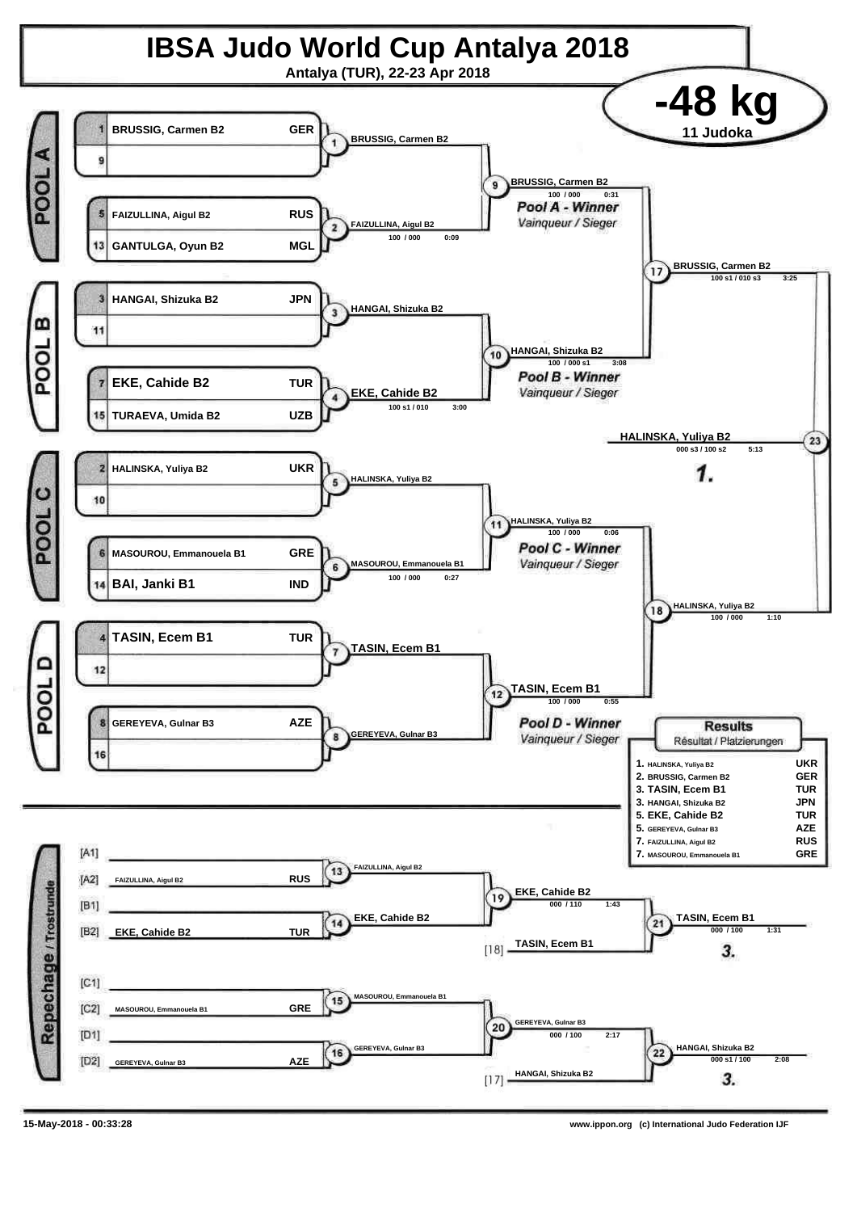# IBSA Judo World Cup Antalya 2018

**Antalya (TUR), 22-23 Apr 2018**

## -48 kg

**11 Judoka**

### POOL A

| No. | Name | Country |
|---|---|---|
| 1 | BRUSSIG, Carmen B2 | GER |
| 9 | | |
| 5 | FAIZULLINA, Aigul B2 | RUS |
| 13 | GANTULGA, Oyun B2 | MGL |

- Contest 1: BRUSSIG, Carmen B2
- Contest 2: FAIZULLINA, Aigul B2 — 100 / 000 — 0:09
- Contest 9: BRUSSIG, Carmen B2 — 100 / 000 — 0:31

*Pool A - Winner* / Vainqueur / Sieger

### POOL B

| No. | Name | Country |
|---|---|---|
| 3 | HANGAI, Shizuka B2 | JPN |
| 11 | | |
| 7 | EKE, Cahide B2 | TUR |
| 15 | TURAEVA, Umida B2 | UZB |

- Contest 3: HANGAI, Shizuka B2
- Contest 4: EKE, Cahide B2 — 100 s1 / 010 — 3:00
- Contest 10: HANGAI, Shizuka B2 — 100 / 000 s1 — 3:08

*Pool B - Winner* / Vainqueur / Sieger

### POOL C

| No. | Name | Country |
|---|---|---|
| 2 | HALINSKA, Yuliya B2 | UKR |
| 10 | | |
| 6 | MASOUROU, Emmanouela B1 | GRE |
| 14 | BAI, Janki B1 | IND |

- Contest 5: HALINSKA, Yuliya B2
- Contest 6: MASOUROU, Emmanouela B1 — 100 / 000 — 0:27
- Contest 11: HALINSKA, Yuliya B2 — 100 / 000 — 0:06

*Pool C - Winner* / Vainqueur / Sieger

### POOL D

| No. | Name | Country |
|---|---|---|
| 4 | TASIN, Ecem B1 | TUR |
| 12 | | |
| 8 | GEREYEVA, Gulnar B3 | AZE |
| 16 | | |

- Contest 7: TASIN, Ecem B1
- Contest 8: GEREYEVA, Gulnar B3
- Contest 12: TASIN, Ecem B1 — 100 / 000 — 0:55

*Pool D - Winner* / Vainqueur / Sieger

### Semi-finals and Final

- Contest 17: BRUSSIG, Carmen B2 — 100 s1 / 010 s3 — 3:25
- Contest 18: HALINSKA, Yuliya B2 — 100 / 000 — 1:10
- Contest 23: HALINSKA, Yuliya B2 — 000 s3 / 100 s2 — 5:13 — **1.**

### Repechage / Trostrunde

| Slot | Name | Country |
|---|---|---|
| [A1] | | |
| [A2] | FAIZULLINA, Aigul B2 | RUS |
| [B1] | | |
| [B2] | EKE, Cahide B2 | TUR |
| [C1] | | |
| [C2] | MASOUROU, Emmanouela B1 | GRE |
| [D1] | | |
| [D2] | GEREYEVA, Gulnar B3 | AZE |

- Contest 13: FAIZULLINA, Aigul B2
- Contest 14: EKE, Cahide B2
- Contest 19: EKE, Cahide B2 — 000 / 110 — 1:43
- Contest 21: TASIN, Ecem B1 [18] vs EKE, Cahide B2 — TASIN, Ecem B1 — 000 / 100 — 1:31 — **3.**
- Contest 15: MASOUROU, Emmanouela B1
- Contest 16: GEREYEVA, Gulnar B3
- Contest 20: GEREYEVA, Gulnar B3 — 000 / 100 — 2:17
- Contest 22: HANGAI, Shizuka B2 [17] vs GEREYEVA, Gulnar B3 — HANGAI, Shizuka B2 — 000 s1 / 100 — 2:08 — **3.**

### Results

Résultat / Platzierungen

| Place | Name | Country |
|---|---|---|
| 1. | HALINSKA, Yuliya B2 | UKR |
| 2. | BRUSSIG, Carmen B2 | GER |
| 3. | TASIN, Ecem B1 | TUR |
| 3. | HANGAI, Shizuka B2 | JPN |
| 5. | EKE, Cahide B2 | TUR |
| 5. | GEREYEVA, Gulnar B3 | AZE |
| 7. | FAIZULLINA, Aigul B2 | RUS |
| 7. | MASOUROU, Emmanouela B1 | GRE |

15-May-2018 - 00:33:28

www.ippon.org (c) International Judo Federation IJF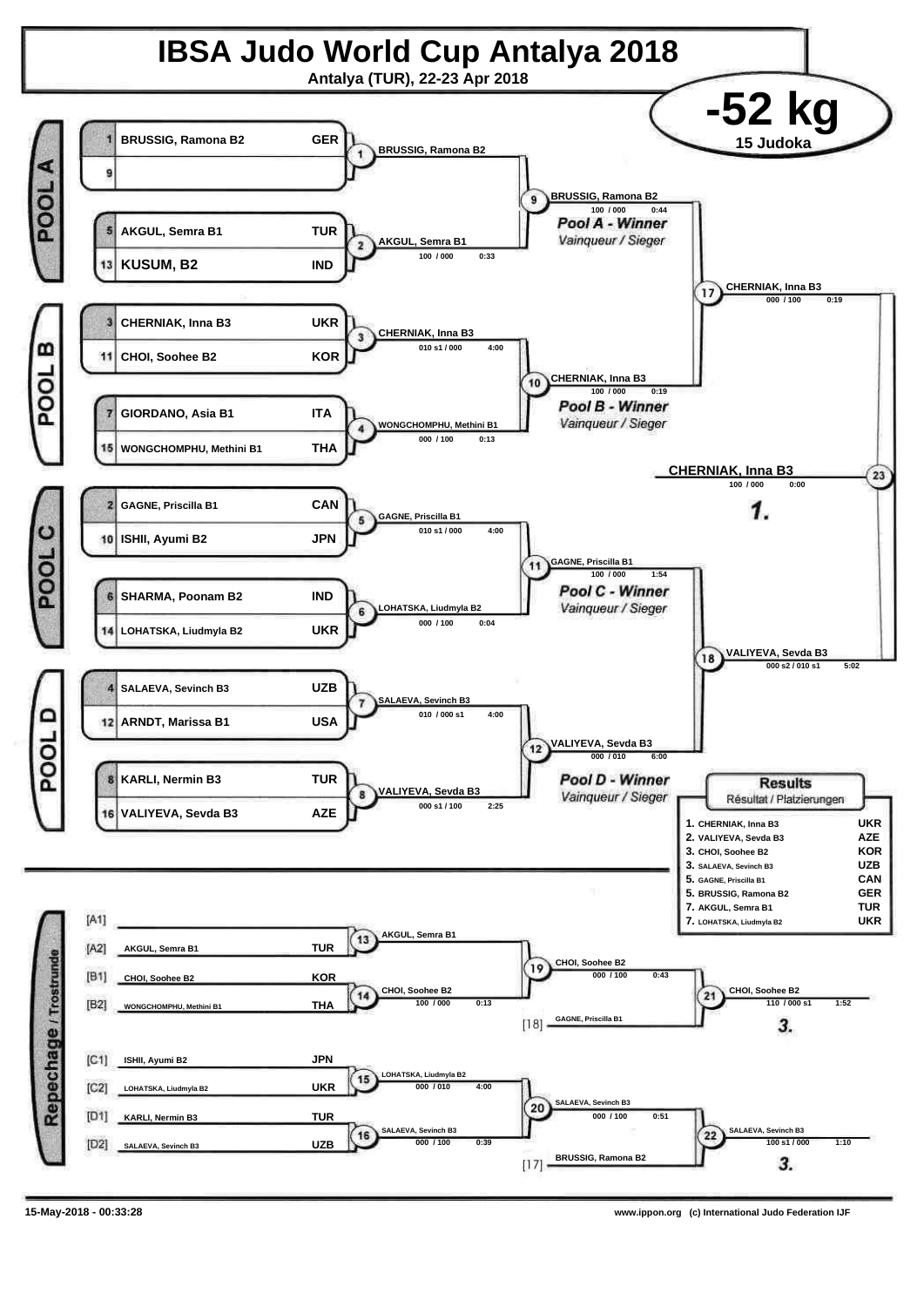# IBSA Judo World Cup Antalya 2018

Antalya (TUR), 22-23 Apr 2018

## -52 kg

15 Judoka

### POOL A

| Seed | Name | Country |
|---|---|---|
| 1 | BRUSSIG, Ramona B2 | GER |
| 9 | | |
| 5 | AKGUL, Semra B1 | TUR |
| 13 | KUSUM, B2 | IND |

- Contest 1: BRUSSIG, Ramona B2
- Contest 2: AKGUL, Semra B1 — 100 / 000 — 0:33
- Contest 9: BRUSSIG, Ramona B2 — 100 / 000 — 0:44

*Pool A - Winner*
*Vainqueur / Sieger*

### POOL B

| Seed | Name | Country |
|---|---|---|
| 3 | CHERNIAK, Inna B3 | UKR |
| 11 | CHOI, Soohee B2 | KOR |
| 7 | GIORDANO, Asia B1 | ITA |
| 15 | WONGCHOMPHU, Methini B1 | THA |

- Contest 3: CHERNIAK, Inna B3 — 010 s1 / 000 — 4:00
- Contest 4: WONGCHOMPHU, Methini B1 — 000 / 100 — 0:13
- Contest 10: CHERNIAK, Inna B3 — 100 / 000 — 0:19

*Pool B - Winner*
*Vainqueur / Sieger*

### POOL C

| Seed | Name | Country |
|---|---|---|
| 2 | GAGNE, Priscilla B1 | CAN |
| 10 | ISHII, Ayumi B2 | JPN |
| 6 | SHARMA, Poonam B2 | IND |
| 14 | LOHATSKA, Liudmyla B2 | UKR |

- Contest 5: GAGNE, Priscilla B1 — 010 s1 / 000 — 4:00
- Contest 6: LOHATSKA, Liudmyla B2 — 000 / 100 — 0:04
- Contest 11: GAGNE, Priscilla B1 — 100 / 000 — 1:54

*Pool C - Winner*
*Vainqueur / Sieger*

### POOL D

| Seed | Name | Country |
|---|---|---|
| 4 | SALAEVA, Sevinch B3 | UZB |
| 12 | ARNDT, Marissa B1 | USA |
| 8 | KARLI, Nermin B3 | TUR |
| 16 | VALIYEVA, Sevda B3 | AZE |

- Contest 7: SALAEVA, Sevinch B3 — 010 / 000 s1 — 4:00
- Contest 8: VALIYEVA, Sevda B3 — 000 s1 / 100 — 2:25
- Contest 12: VALIYEVA, Sevda B3 — 000 / 010 — 6:00

*Pool D - Winner*
*Vainqueur / Sieger*

### Semi-finals and Final

- Contest 17: CHERNIAK, Inna B3 — 000 / 100 — 0:19
- Contest 18: VALIYEVA, Sevda B3 — 000 s2 / 010 s1 — 5:02
- Contest 23: CHERNIAK, Inna B3 — 100 / 000 — 0:00 — **1.**

### Repechage / Trostrunde

| Pool | Name | Country |
|---|---|---|
| [A1] | | |
| [A2] | AKGUL, Semra B1 | TUR |
| [B1] | CHOI, Soohee B2 | KOR |
| [B2] | WONGCHOMPHU, Methini B1 | THA |
| [C1] | ISHII, Ayumi B2 | JPN |
| [C2] | LOHATSKA, Liudmyla B2 | UKR |
| [D1] | KARLI, Nermin B3 | TUR |
| [D2] | SALAEVA, Sevinch B3 | UZB |

- Contest 13: AKGUL, Semra B1
- Contest 14: CHOI, Soohee B2 — 100 / 000 — 0:13
- Contest 19: CHOI, Soohee B2 — 000 / 100 — 0:43
- [18] GAGNE, Priscilla B1
- Contest 21: CHOI, Soohee B2 — 110 / 000 s1 — 1:52 — **3.**
- Contest 15: LOHATSKA, Liudmyla B2 — 000 / 010 — 4:00
- Contest 16: SALAEVA, Sevinch B3 — 000 / 100 — 0:39
- Contest 20: SALAEVA, Sevinch B3 — 000 / 100 — 0:51
- [17] BRUSSIG, Ramona B2
- Contest 22: SALAEVA, Sevinch B3 — 100 s1 / 000 — 1:10 — **3.**

### Results

Résultat / Platzierungen

| Place | Name | Country |
|---|---|---|
| 1. | CHERNIAK, Inna B3 | UKR |
| 2. | VALIYEVA, Sevda B3 | AZE |
| 3. | CHOI, Soohee B2 | KOR |
| 3. | SALAEVA, Sevinch B3 | UZB |
| 5. | GAGNE, Priscilla B1 | CAN |
| 5. | BRUSSIG, Ramona B2 | GER |
| 7. | AKGUL, Semra B1 | TUR |
| 7. | LOHATSKA, Liudmyla B2 | UKR |

15-May-2018 - 00:33:28

www.ippon.org (c) International Judo Federation IJF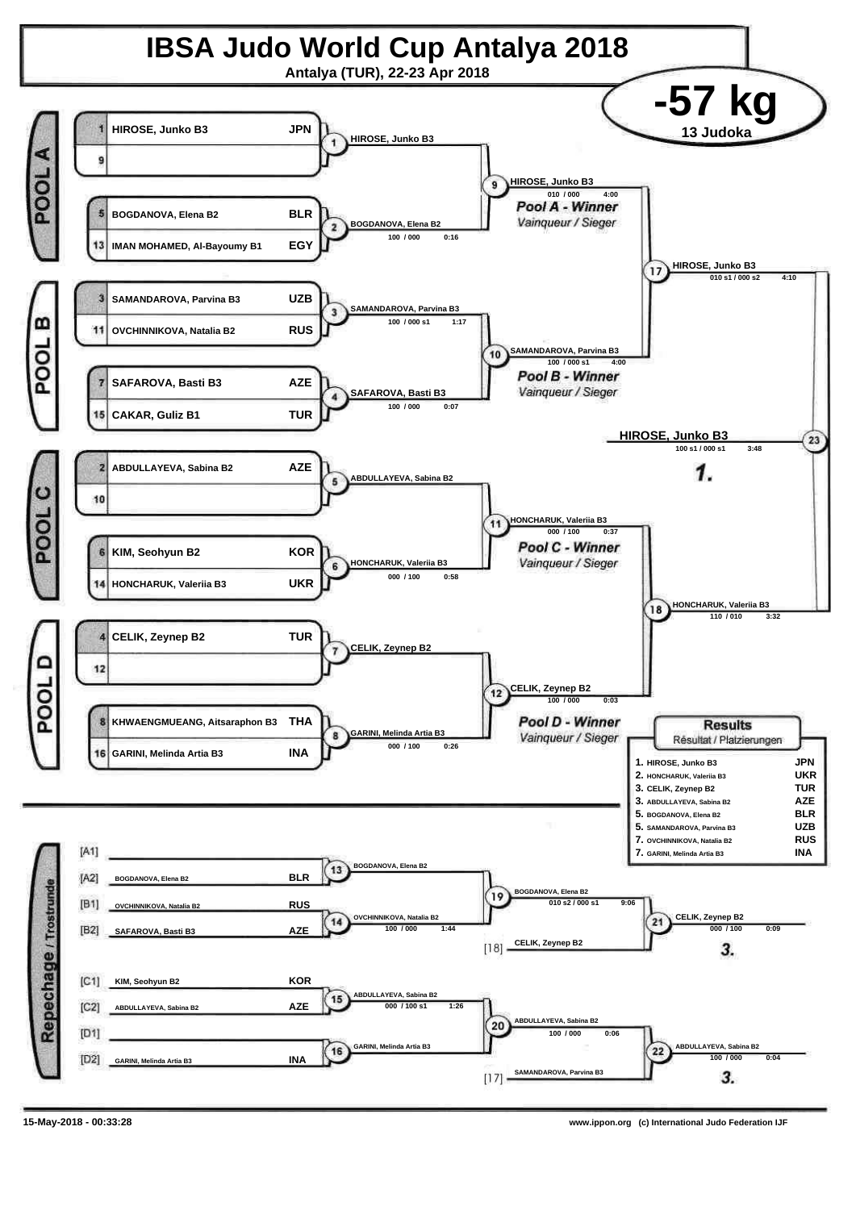# IBSA Judo World Cup Antalya 2018

**Antalya (TUR), 22-23 Apr 2018**

## -57 kg

**13 Judoka**

### POOL A

| Seed | Name | Country |
|---|---|---|
| 1 | HIROSE, Junko B3 | JPN |
| 9 | | |
| 5 | BOGDANOVA, Elena B2 | BLR |
| 13 | IMAN MOHAMED, Al-Bayoumy B1 | EGY |

- Match 1: HIROSE, Junko B3
- Match 2: BOGDANOVA, Elena B2 — 100 / 000 — 0:16
- Match 9: HIROSE, Junko B3 — 010 / 000 — 4:00

*Pool A - Winner* / *Vainqueur / Sieger*

### POOL B

| Seed | Name | Country |
|---|---|---|
| 3 | SAMANDAROVA, Parvina B3 | UZB |
| 11 | OVCHINNIKOVA, Natalia B2 | RUS |
| 7 | SAFAROVA, Basti B3 | AZE |
| 15 | CAKAR, Guliz B1 | TUR |

- Match 3: SAMANDAROVA, Parvina B3 — 100 / 000 s1 — 1:17
- Match 4: SAFAROVA, Basti B3 — 100 / 000 — 0:07
- Match 10: SAMANDAROVA, Parvina B3 — 100 / 000 s1 — 4:00

*Pool B - Winner* / *Vainqueur / Sieger*

- Match 17: HIROSE, Junko B3 — 010 s1 / 000 s2 — 4:10

### POOL C

| Seed | Name | Country |
|---|---|---|
| 2 | ABDULLAYEVA, Sabina B2 | AZE |
| 10 | | |
| 6 | KIM, Seohyun B2 | KOR |
| 14 | HONCHARUK, Valeriia B3 | UKR |

- Match 5: ABDULLAYEVA, Sabina B2
- Match 6: HONCHARUK, Valeriia B3 — 000 / 100 — 0:58
- Match 11: HONCHARUK, Valeriia B3 — 000 / 100 — 0:37

*Pool C - Winner* / *Vainqueur / Sieger*

### POOL D

| Seed | Name | Country |
|---|---|---|
| 4 | CELIK, Zeynep B2 | TUR |
| 12 | | |
| 8 | KHWAENGMUEANG, Aitsaraphon B3 | THA |
| 16 | GARINI, Melinda Artia B3 | INA |

- Match 7: CELIK, Zeynep B2
- Match 8: GARINI, Melinda Artia B3 — 000 / 100 — 0:26
- Match 12: CELIK, Zeynep B2 — 100 / 000 — 0:03

*Pool D - Winner* / *Vainqueur / Sieger*

- Match 18: HONCHARUK, Valeriia B3 — 110 / 010 — 3:32

### Final

- Match 23: **HIROSE, Junko B3** — 100 s1 / 000 s1 — 3:48 — **1.**

### Repechage / Trostrunde

| Position | Name | Country |
|---|---|---|
| [A1] | | |
| [A2] | BOGDANOVA, Elena B2 | BLR |
| [B1] | OVCHINNIKOVA, Natalia B2 | RUS |
| [B2] | SAFAROVA, Basti B3 | AZE |
| [C1] | KIM, Seohyun B2 | KOR |
| [C2] | ABDULLAYEVA, Sabina B2 | AZE |
| [D1] | | |
| [D2] | GARINI, Melinda Artia B3 | INA |

- Match 13: BOGDANOVA, Elena B2
- Match 14: OVCHINNIKOVA, Natalia B2 — 100 / 000 — 1:44
- Match 19: BOGDANOVA, Elena B2 — 010 s2 / 000 s1 — 9:06
- [18] CELIK, Zeynep B2
- Match 21: CELIK, Zeynep B2 — 000 / 100 — 0:09 — **3.**
- Match 15: ABDULLAYEVA, Sabina B2 — 000 / 100 s1 — 1:26
- Match 16: GARINI, Melinda Artia B3
- Match 20: ABDULLAYEVA, Sabina B2 — 100 / 000 — 0:06
- [17] SAMANDAROVA, Parvina B3
- Match 22: ABDULLAYEVA, Sabina B2 — 100 / 000 — 0:04 — **3.**

### Results
*Résultat / Platzierungen*

| Place | Name | Country |
|---|---|---|
| 1. | HIROSE, Junko B3 | JPN |
| 2. | HONCHARUK, Valeriia B3 | UKR |
| 3. | CELIK, Zeynep B2 | TUR |
| 3. | ABDULLAYEVA, Sabina B2 | AZE |
| 5. | BOGDANOVA, Elena B2 | BLR |
| 5. | SAMANDAROVA, Parvina B3 | UZB |
| 7. | OVCHINNIKOVA, Natalia B2 | RUS |
| 7. | GARINI, Melinda Artia B3 | INA |

15-May-2018 - 00:33:28

www.ippon.org (c) International Judo Federation IJF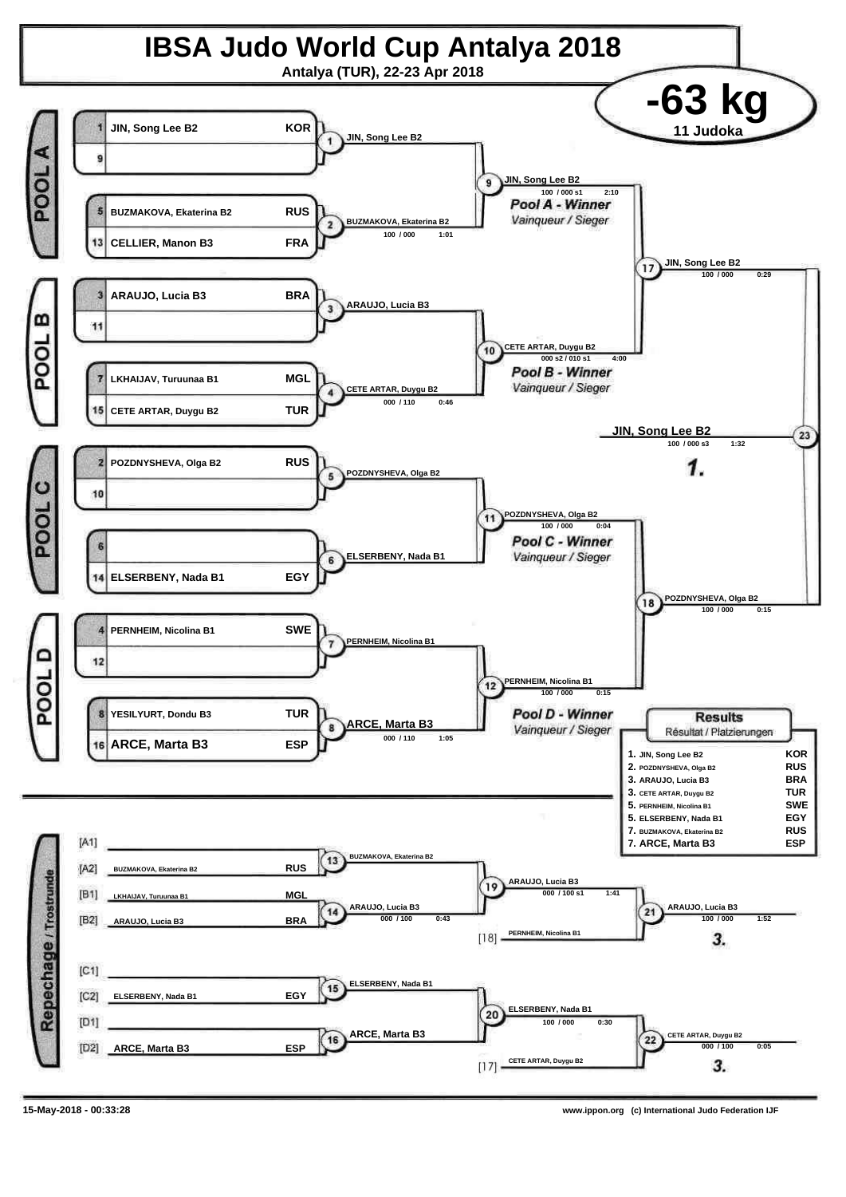# IBSA Judo World Cup Antalya 2018

**Antalya (TUR), 22-23 Apr 2018**

## -63 kg

**11 Judoka**

### POOL A

| Seed | Name | Country |
|---|---|---|
| 1 | JIN, Song Lee B2 | KOR |
| 9 | | |
| 5 | BUZMAKOVA, Ekaterina B2 | RUS |
| 13 | CELLIER, Manon B3 | FRA |

- Contest 1: JIN, Song Lee B2
- Contest 2: BUZMAKOVA, Ekaterina B2 — 100 / 000 — 1:01
- Contest 9: JIN, Song Lee B2 — 100 / 000 s1 — 2:10

*Pool A - Winner* / *Vainqueur / Sieger*

### POOL B

| Seed | Name | Country |
|---|---|---|
| 3 | ARAUJO, Lucia B3 | BRA |
| 11 | | |
| 7 | LKHAIJAV, Turuunaa B1 | MGL |
| 15 | CETE ARTAR, Duygu B2 | TUR |

- Contest 3: ARAUJO, Lucia B3
- Contest 4: CETE ARTAR, Duygu B2 — 000 / 110 — 0:46
- Contest 10: CETE ARTAR, Duygu B2 — 000 s2 / 010 s1 — 4:00

*Pool B - Winner* / *Vainqueur / Sieger*

### POOL C

| Seed | Name | Country |
|---|---|---|
| 2 | POZDNYSHEVA, Olga B2 | RUS |
| 10 | | |
| 6 | | |
| 14 | ELSERBENY, Nada B1 | EGY |

- Contest 5: POZDNYSHEVA, Olga B2
- Contest 6: ELSERBENY, Nada B1
- Contest 11: POZDNYSHEVA, Olga B2 — 100 / 000 — 0:04

*Pool C - Winner* / *Vainqueur / Sieger*

### POOL D

| Seed | Name | Country |
|---|---|---|
| 4 | PERNHEIM, Nicolina B1 | SWE |
| 12 | | |
| 8 | YESILYURT, Dondu B3 | TUR |
| 16 | ARCE, Marta B3 | ESP |

- Contest 7: PERNHEIM, Nicolina B1
- Contest 8: ARCE, Marta B3 — 000 / 110 — 1:05
- Contest 12: PERNHEIM, Nicolina B1 — 100 / 000 — 0:15

*Pool D - Winner* / *Vainqueur / Sieger*

### Semi-finals and Final

- Contest 17: JIN, Song Lee B2 — 100 / 000 — 0:29
- Contest 18: POZDNYSHEVA, Olga B2 — 100 / 000 — 0:15
- Contest 23: **JIN, Song Lee B2** — 100 / 000 s3 — 1:32 — **1.**

### Repechage / Trostrunde

| Position | Name | Country |
|---|---|---|
| [A1] | | |
| [A2] | BUZMAKOVA, Ekaterina B2 | RUS |
| [B1] | LKHAIJAV, Turuunaa B1 | MGL |
| [B2] | ARAUJO, Lucia B3 | BRA |
| [C1] | | |
| [C2] | ELSERBENY, Nada B1 | EGY |
| [D1] | | |
| [D2] | ARCE, Marta B3 | ESP |

- Contest 13: BUZMAKOVA, Ekaterina B2
- Contest 14: ARAUJO, Lucia B3 — 000 / 100 — 0:43
- Contest 19: ARAUJO, Lucia B3 — 000 / 100 s1 — 1:41
- Contest 21: ARAUJO, Lucia B3 vs [18] PERNHEIM, Nicolina B1 — ARAUJO, Lucia B3 — 100 / 000 — 1:52 — **3.**
- Contest 15: ELSERBENY, Nada B1
- Contest 16: ARCE, Marta B3
- Contest 20: ELSERBENY, Nada B1 — 100 / 000 — 0:30
- Contest 22: ELSERBENY, Nada B1 vs [17] CETE ARTAR, Duygu B2 — CETE ARTAR, Duygu B2 — 000 / 100 — 0:05 — **3.**

### Results
*Résultat / Platzierungen*

| Place | Name | Country |
|---|---|---|
| 1. | JIN, Song Lee B2 | KOR |
| 2. | POZDNYSHEVA, Olga B2 | RUS |
| 3. | ARAUJO, Lucia B3 | BRA |
| 3. | CETE ARTAR, Duygu B2 | TUR |
| 5. | PERNHEIM, Nicolina B1 | SWE |
| 5. | ELSERBENY, Nada B1 | EGY |
| 7. | BUZMAKOVA, Ekaterina B2 | RUS |
| 7. | ARCE, Marta B3 | ESP |

15-May-2018 - 00:33:28

www.ippon.org (c) International Judo Federation IJF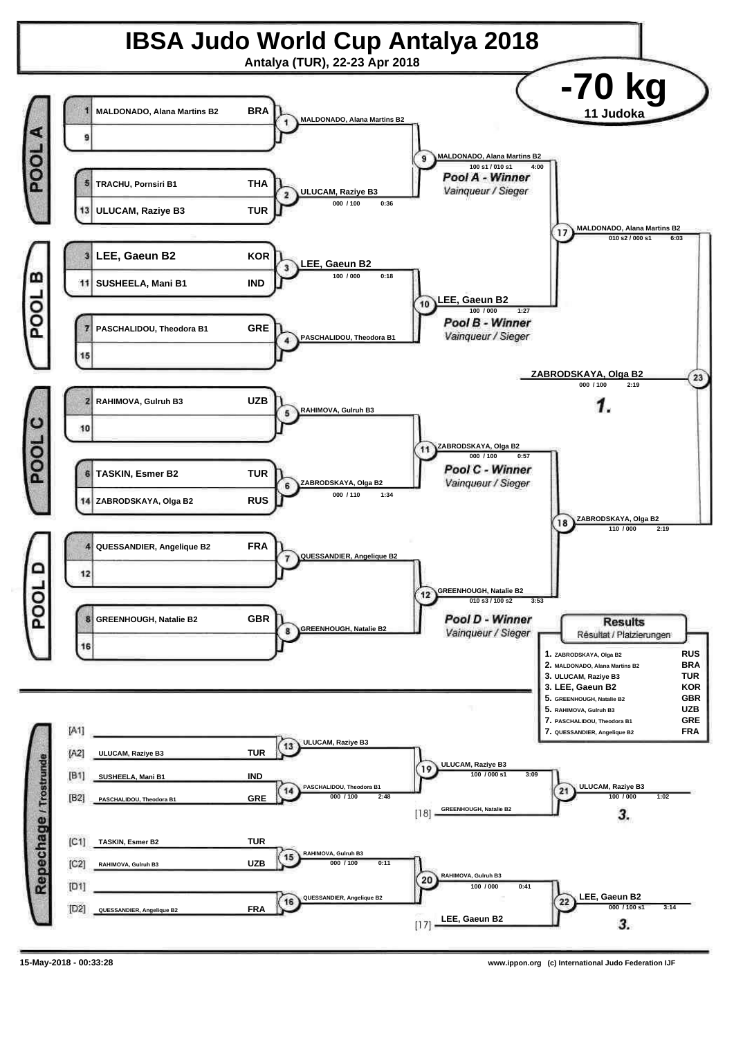# IBSA Judo World Cup Antalya 2018

Antalya (TUR), 22-23 Apr 2018

## -70 kg

11 Judoka

### POOL A

| # | Name | Nation |
|---|---|---|
| 1 | MALDONADO, Alana Martins B2 | BRA |
| 9 | | |
| 5 | TRACHU, Pornsiri B1 | THA |
| 13 | ULUCAM, Raziye B3 | TUR |

- 1: MALDONADO, Alana Martins B2
- 2: ULUCAM, Raziye B3 — 000 / 100 — 0:36
- 9: MALDONADO, Alana Martins B2 — 100 s1 / 010 s1 — 4:00

*Pool A - Winner*
*Vainqueur / Sieger*

### POOL B

| # | Name | Nation |
|---|---|---|
| 3 | LEE, Gaeun B2 | KOR |
| 11 | SUSHEELA, Mani B1 | IND |
| 7 | PASCHALIDOU, Theodora B1 | GRE |
| 15 | | |

- 3: LEE, Gaeun B2 — 100 / 000 — 0:18
- 4: PASCHALIDOU, Theodora B1
- 10: LEE, Gaeun B2 — 100 / 000 — 1:27

*Pool B - Winner*
*Vainqueur / Sieger*

### POOL C

| # | Name | Nation |
|---|---|---|
| 2 | RAHIMOVA, Gulruh B3 | UZB |
| 10 | | |
| 6 | TASKIN, Esmer B2 | TUR |
| 14 | ZABRODSKAYA, Olga B2 | RUS |

- 5: RAHIMOVA, Gulruh B3
- 6: ZABRODSKAYA, Olga B2 — 000 / 110 — 1:34
- 11: ZABRODSKAYA, Olga B2 — 000 / 100 — 0:57

*Pool C - Winner*
*Vainqueur / Sieger*

### POOL D

| # | Name | Nation |
|---|---|---|
| 4 | QUESSANDIER, Angelique B2 | FRA |
| 12 | | |
| 8 | GREENHOUGH, Natalie B2 | GBR |
| 16 | | |

- 7: QUESSANDIER, Angelique B2
- 8: GREENHOUGH, Natalie B2
- 12: GREENHOUGH, Natalie B2 — 010 s3 / 100 s2 — 3:53

*Pool D - Winner*
*Vainqueur / Sieger*

### Semi-finals and Final

- 17: MALDONADO, Alana Martins B2 — 010 s2 / 000 s1 — 6:03
- 18: ZABRODSKAYA, Olga B2 — 110 / 000 — 2:19
- 23: ZABRODSKAYA, Olga B2 — 000 / 100 — 2:19 — **1.**

### Repechage / Trostrunde

| Pos | Name | Nation |
|---|---|---|
| [A1] | | |
| [A2] | ULUCAM, Raziye B3 | TUR |
| [B1] | SUSHEELA, Mani B1 | IND |
| [B2] | PASCHALIDOU, Theodora B1 | GRE |
| [C1] | TASKIN, Esmer B2 | TUR |
| [C2] | RAHIMOVA, Gulruh B3 | UZB |
| [D1] | | |
| [D2] | QUESSANDIER, Angelique B2 | FRA |

- 13: ULUCAM, Raziye B3
- 14: PASCHALIDOU, Theodora B1 — 000 / 100 — 2:48
- 19: ULUCAM, Raziye B3 — 100 / 000 s1 — 3:09
- [18] GREENHOUGH, Natalie B2
- 21: ULUCAM, Raziye B3 — 100 / 000 — 1:02 — **3.**
- 15: RAHIMOVA, Gulruh B3 — 000 / 100 — 0:11
- 16: QUESSANDIER, Angelique B2
- 20: RAHIMOVA, Gulruh B3 — 100 / 000 — 0:41
- [17] LEE, Gaeun B2
- 22: LEE, Gaeun B2 — 000 / 100 s1 — 3:14 — **3.**

### Results
Résultat / Platzierungen

| Place | Name | Nation |
|---|---|---|
| 1. | ZABRODSKAYA, Olga B2 | RUS |
| 2. | MALDONADO, Alana Martins B2 | BRA |
| 3. | ULUCAM, Raziye B3 | TUR |
| 3. | LEE, Gaeun B2 | KOR |
| 5. | GREENHOUGH, Natalie B2 | GBR |
| 5. | RAHIMOVA, Gulruh B3 | UZB |
| 7. | PASCHALIDOU, Theodora B1 | GRE |
| 7. | QUESSANDIER, Angelique B2 | FRA |

15-May-2018 - 00:33:28 — www.ippon.org (c) International Judo Federation IJF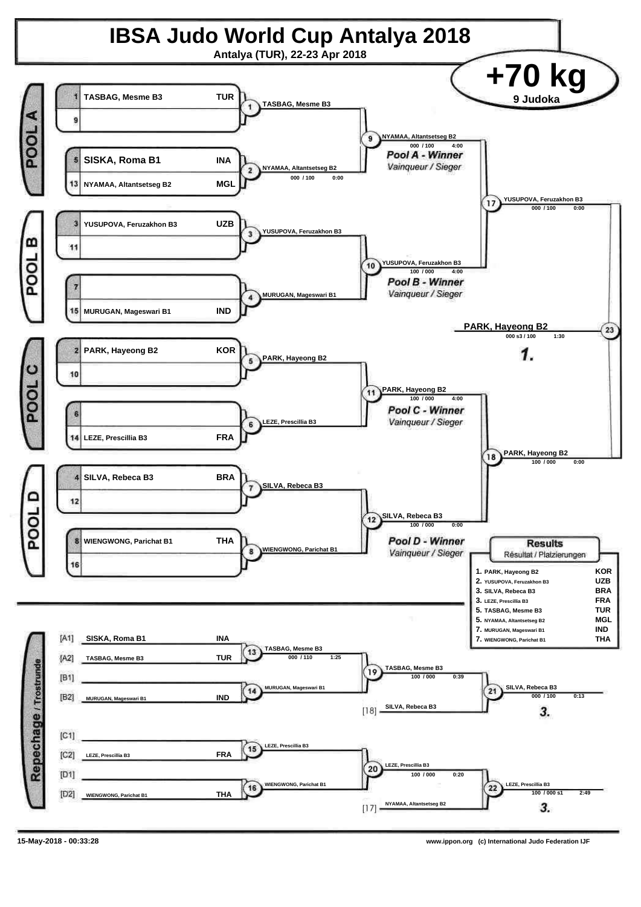# IBSA Judo World Cup Antalya 2018

**Antalya (TUR), 22-23 Apr 2018**

## +70 kg

**9 Judoka**

### POOL A

| Seed | Name | Country |
|---|---|---|
| 1 | TASBAG, Mesme B3 | TUR |
| 9 | | |
| 5 | SISKA, Roma B1 | INA |
| 13 | NYAMAA, Altantsetseg B2 | MGL |

- Contest 1: TASBAG, Mesme B3
- Contest 2: NYAMAA, Altantsetseg B2 — 000 / 100 — 0:00
- Contest 9: NYAMAA, Altantsetseg B2 — 000 / 100 — 4:00

*Pool A - Winner* / Vainqueur / Sieger

### POOL B

| Seed | Name | Country |
|---|---|---|
| 3 | YUSUPOVA, Feruzakhon B3 | UZB |
| 11 | | |
| 7 | | |
| 15 | MURUGAN, Mageswari B1 | IND |

- Contest 3: YUSUPOVA, Feruzakhon B3
- Contest 4: MURUGAN, Mageswari B1
- Contest 10: YUSUPOVA, Feruzakhon B3 — 100 / 000 — 4:00

*Pool B - Winner* / Vainqueur / Sieger

- Contest 17: YUSUPOVA, Feruzakhon B3 — 000 / 100 — 0:00

### POOL C

| Seed | Name | Country |
|---|---|---|
| 2 | PARK, Hayeong B2 | KOR |
| 10 | | |
| 6 | | |
| 14 | LEZE, Prescillia B3 | FRA |

- Contest 5: PARK, Hayeong B2
- Contest 6: LEZE, Prescillia B3
- Contest 11: PARK, Hayeong B2 — 100 / 000 — 4:00

*Pool C - Winner* / Vainqueur / Sieger

### POOL D

| Seed | Name | Country |
|---|---|---|
| 4 | SILVA, Rebeca B3 | BRA |
| 12 | | |
| 8 | WIENGWONG, Parichat B1 | THA |
| 16 | | |

- Contest 7: SILVA, Rebeca B3
- Contest 8: WIENGWONG, Parichat B1
- Contest 12: SILVA, Rebeca B3 — 100 / 000 — 0:00

*Pool D - Winner* / Vainqueur / Sieger

- Contest 18: PARK, Hayeong B2 — 100 / 000 — 0:00

### Final

- Contest 23: **PARK, Hayeong B2** — 000 s3 / 100 — 1:30 — **1.**

### Repechage / Trostrunde

| Position | Name | Country |
|---|---|---|
| [A1] | SISKA, Roma B1 | INA |
| [A2] | TASBAG, Mesme B3 | TUR |
| [B1] | | |
| [B2] | MURUGAN, Mageswari B1 | IND |
| [C1] | | |
| [C2] | LEZE, Prescillia B3 | FRA |
| [D1] | | |
| [D2] | WIENGWONG, Parichat B1 | THA |

- Contest 13: TASBAG, Mesme B3 — 000 / 110 — 1:25
- Contest 14: MURUGAN, Mageswari B1
- Contest 19: TASBAG, Mesme B3 — 100 / 000 — 0:39
- [18] SILVA, Rebeca B3
- Contest 21: SILVA, Rebeca B3 — 000 / 100 — 0:13 — **3.**
- Contest 15: LEZE, Prescillia B3
- Contest 16: WIENGWONG, Parichat B1
- Contest 20: LEZE, Prescillia B3 — 100 / 000 — 0:20
- [17] NYAMAA, Altantsetseg B2
- Contest 22: LEZE, Prescillia B3 — 100 / 000 s1 — 2:49 — **3.**

### Results

Résultat / Platzierungen

| Place | Name | Country |
|---|---|---|
| 1. | PARK, Hayeong B2 | KOR |
| 2. | YUSUPOVA, Feruzakhon B3 | UZB |
| 3. | SILVA, Rebeca B3 | BRA |
| 3. | LEZE, Prescillia B3 | FRA |
| 5. | TASBAG, Mesme B3 | TUR |
| 5. | NYAMAA, Altantsetseg B2 | MGL |
| 7. | MURUGAN, Mageswari B1 | IND |
| 7. | WIENGWONG, Parichat B1 | THA |

15-May-2018 - 00:33:28 www.ippon.org (c) International Judo Federation IJF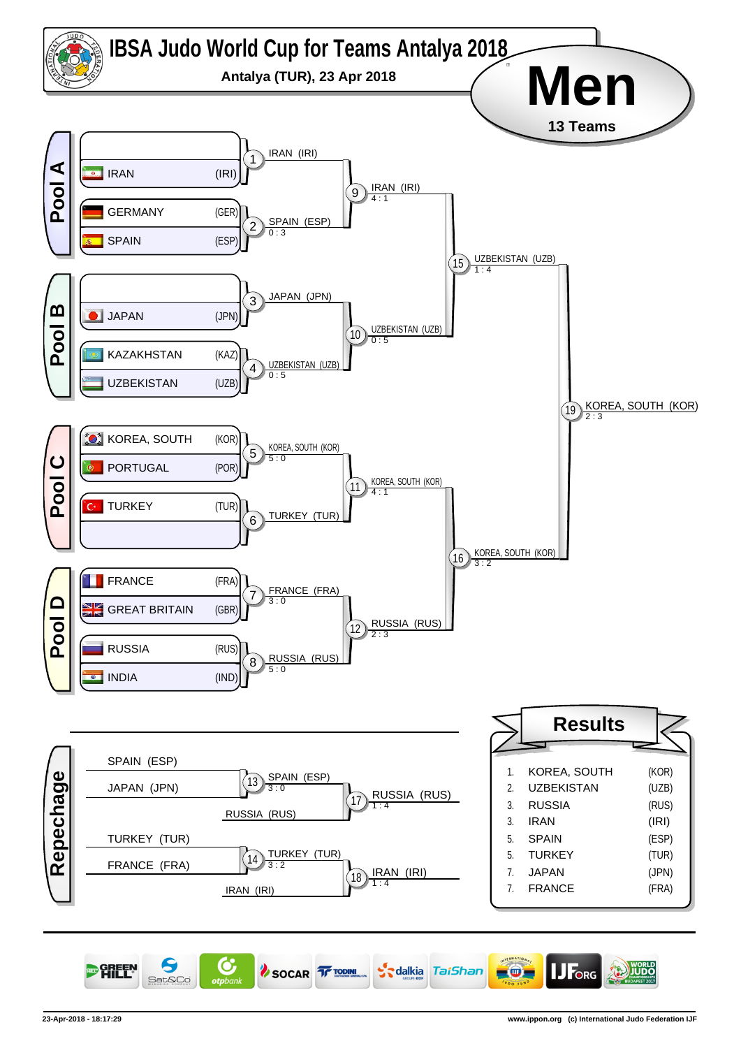# IBSA Judo World Cup for Teams Antalya 2018

**Antalya (TUR), 23 Apr 2018**

# Men

**13 Teams**

## Pool A

- IRAN (IRI)
- GERMANY (GER)
- SPAIN (ESP)

## Pool B

- JAPAN (JPN)
- KAZAKHSTAN (KAZ)
- UZBEKISTAN (UZB)

## Pool C

- KOREA, SOUTH (KOR)
- PORTUGAL (POR)
- TURKEY (TUR)

## Pool D

- FRANCE (FRA)
- GREAT BRITAIN (GBR)
- RUSSIA (RUS)
- INDIA (IND)

## Main Bracket

| Contest | Winner | Score |
|---|---|---|
| 1 | IRAN (IRI) | |
| 2 | SPAIN (ESP) | 0 : 3 |
| 3 | JAPAN (JPN) | |
| 4 | UZBEKISTAN (UZB) | 0 : 5 |
| 5 | KOREA, SOUTH (KOR) | 5 : 0 |
| 6 | TURKEY (TUR) | |
| 7 | FRANCE (FRA) | 3 : 0 |
| 8 | RUSSIA (RUS) | 5 : 0 |
| 9 | IRAN (IRI) | 4 : 1 |
| 10 | UZBEKISTAN (UZB) | 0 : 5 |
| 11 | KOREA, SOUTH (KOR) | 4 : 1 |
| 12 | RUSSIA (RUS) | 2 : 3 |
| 15 | UZBEKISTAN (UZB) | 1 : 4 |
| 16 | KOREA, SOUTH (KOR) | 3 : 2 |
| 19 | KOREA, SOUTH (KOR) | 2 : 3 |

## Repechage

| Contest | Competitors | Winner | Score |
|---|---|---|---|
| 13 | SPAIN (ESP) – JAPAN (JPN) | SPAIN (ESP) | 3 : 0 |
| 17 | SPAIN (ESP) – RUSSIA (RUS) | RUSSIA (RUS) | 1 : 4 |
| 14 | TURKEY (TUR) – FRANCE (FRA) | TURKEY (TUR) | 3 : 2 |
| 18 | TURKEY (TUR) – IRAN (IRI) | IRAN (IRI) | 1 : 4 |

## Results

| Rank | Team | Code |
|---|---|---|
| 1. | KOREA, SOUTH | (KOR) |
| 2. | UZBEKISTAN | (UZB) |
| 3. | RUSSIA | (RUS) |
| 3. | IRAN | (IRI) |
| 5. | SPAIN | (ESP) |
| 5. | TURKEY | (TUR) |
| 7. | JAPAN | (JPN) |
| 7. | FRANCE | (FRA) |

23-Apr-2018 - 18:17:29

www.ippon.org (c) International Judo Federation IJF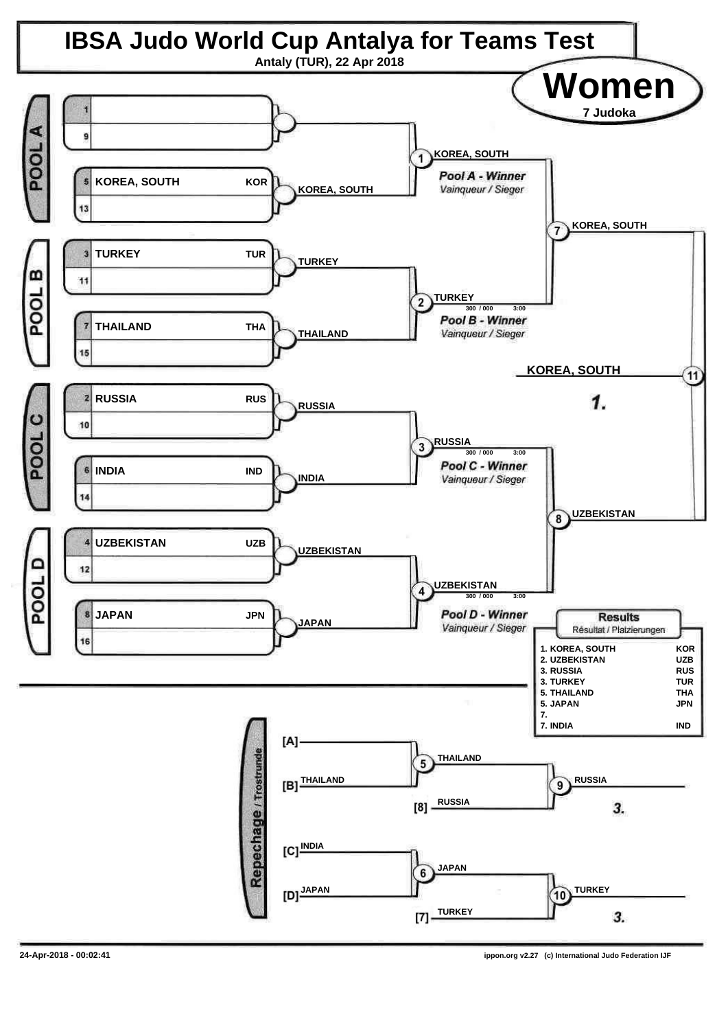# IBSA Judo World Cup Antalya for Teams Test

Antaly (TUR), 22 Apr 2018

## Women

7 Judoka

### POOL A

| Seed | Team | Code |
|---|---|---|
| 1 | | |
| 9 | | |
| 5 | KOREA, SOUTH | KOR |
| 13 | | |

KOREA, SOUTH

1 KOREA, SOUTH

*Pool A - Winner*
*Vainqueur / Sieger*

### POOL B

| Seed | Team | Code |
|---|---|---|
| 3 | TURKEY | TUR |
| 11 | | |
| 7 | THAILAND | THA |
| 15 | | |

TURKEY

THAILAND

2 TURKEY 300 / 000 3:00

*Pool B - Winner*
*Vainqueur / Sieger*

7 KOREA, SOUTH

### POOL C

| Seed | Team | Code |
|---|---|---|
| 2 | RUSSIA | RUS |
| 10 | | |
| 6 | INDIA | IND |
| 14 | | |

RUSSIA

INDIA

3 RUSSIA 300 / 000 3:00

*Pool C - Winner*
*Vainqueur / Sieger*

### POOL D

| Seed | Team | Code |
|---|---|---|
| 4 | UZBEKISTAN | UZB |
| 12 | | |
| 8 | JAPAN | JPN |
| 16 | | |

UZBEKISTAN

JAPAN

4 UZBEKISTAN 300 / 000 3:00

*Pool D - Winner*
*Vainqueur / Sieger*

8 UZBEKISTAN

11 KOREA, SOUTH

1.

### Results

Résultat / Platzierungen

| | | |
|---|---|---|
| 1. | KOREA, SOUTH | KOR |
| 2. | UZBEKISTAN | UZB |
| 3. | RUSSIA | RUS |
| 3. | TURKEY | TUR |
| 5. | THAILAND | THA |
| 5. | JAPAN | JPN |
| 7. | | |
| 7. | INDIA | IND |

### Repechage / Trostrunde

[A]

[B] THAILAND

5 THAILAND

[8] RUSSIA

9 RUSSIA

3.

[C] INDIA

[D] JAPAN

6 JAPAN

[7] TURKEY

10 TURKEY

3.

24-Apr-2018 - 00:02:41

ippon.org v2.27 (c) International Judo Federation IJF